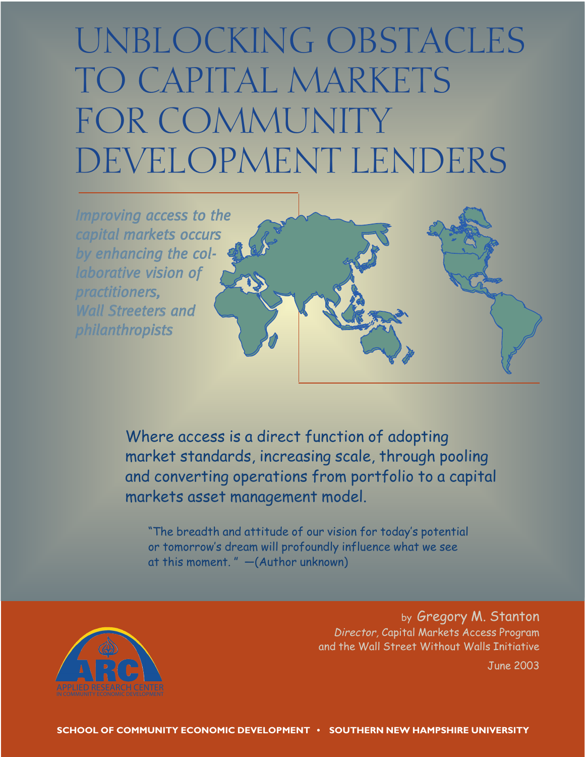# UNBLOCKING OBSTACLES TO CAPITAL MARKETS FOR COMMUNITY DEVELOPMENT LENDERS

*Improving access to the capital markets occurs by enhancing the collaborative vision of practitioners, Wall Streeters and philanthropists*

Where access is a direct function of adopting market standards, increasing scale, through pooling and converting operations from portfolio to a capital markets asset management model.

"The breadth and attitude of our vision for today's potential or tomorrow's dream will profoundly influence what we see at this moment." —(Author unknown)

by Gregory M. Stanton
*Director*, Capital Markets Access Program
and the Wall Street Without Walls Initiative

June 2003

ARC
APPLIED RESEARCH CENTER
IN COMMUNITY ECONOMIC DEVELOPMENT

**SCHOOL OF COMMUNITY ECONOMIC DEVELOPMENT • SOUTHERN NEW HAMPSHIRE UNIVERSITY**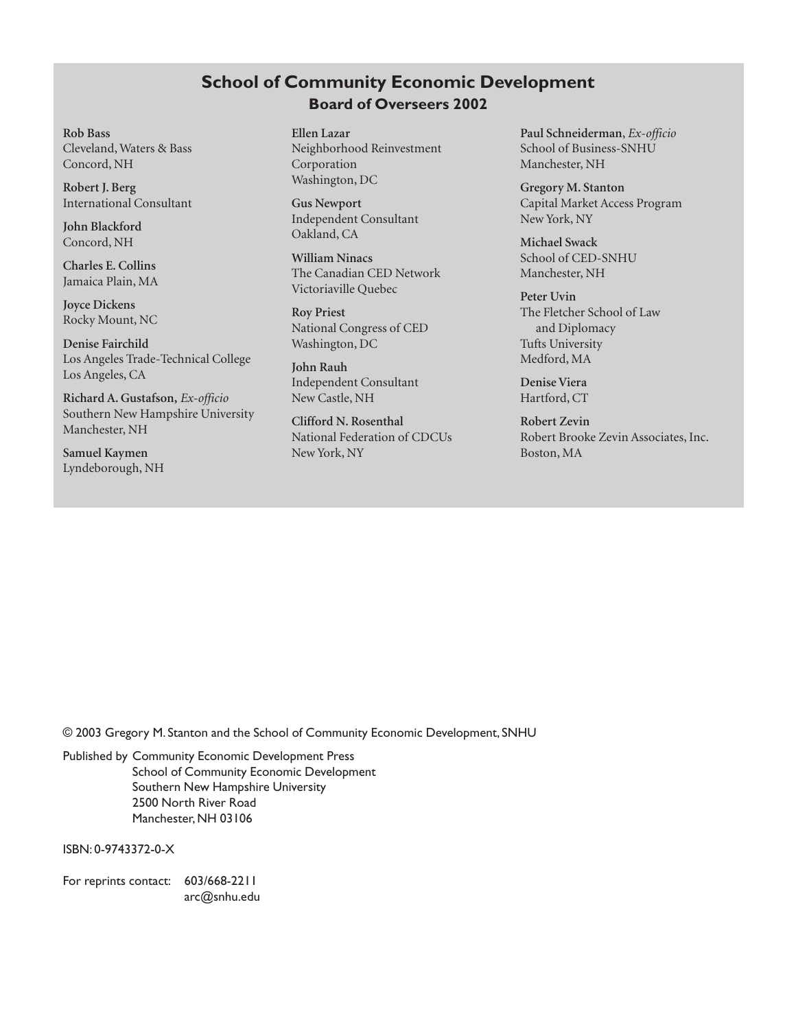## School of Community Economic Development
### Board of Overseers 2002

**Rob Bass**
Cleveland, Waters & Bass
Concord, NH

**Robert J. Berg**
International Consultant

**John Blackford**
Concord, NH

**Charles E. Collins**
Jamaica Plain, MA

**Joyce Dickens**
Rocky Mount, NC

**Denise Fairchild**
Los Angeles Trade-Technical College
Los Angeles, CA

**Richard A. Gustafson,** *Ex-officio*
Southern New Hampshire University
Manchester, NH

**Samuel Kaymen**
Lyndeborough, NH

**Ellen Lazar**
Neighborhood Reinvestment Corporation
Washington, DC

**Gus Newport**
Independent Consultant
Oakland, CA

**William Ninacs**
The Canadian CED Network
Victoriaville Quebec

**Roy Priest**
National Congress of CED
Washington, DC

**John Rauh**
Independent Consultant
New Castle, NH

**Clifford N. Rosenthal**
National Federation of CDCUs
New York, NY

**Paul Schneiderman**, *Ex-officio*
School of Business-SNHU
Manchester, NH

**Gregory M. Stanton**
Capital Market Access Program
New York, NY

**Michael Swack**
School of CED-SNHU
Manchester, NH

**Peter Uvin**
The Fletcher School of Law and Diplomacy
Tufts University
Medford, MA

**Denise Viera**
Hartford, CT

**Robert Zevin**
Robert Brooke Zevin Associates, Inc.
Boston, MA

© 2003 Gregory M. Stanton and the School of Community Economic Development, SNHU

Published by Community Economic Development Press
School of Community Economic Development
Southern New Hampshire University
2500 North River Road
Manchester, NH 03106

ISBN: 0-9743372-0-X

For reprints contact: 603/668-2211
arc@snhu.edu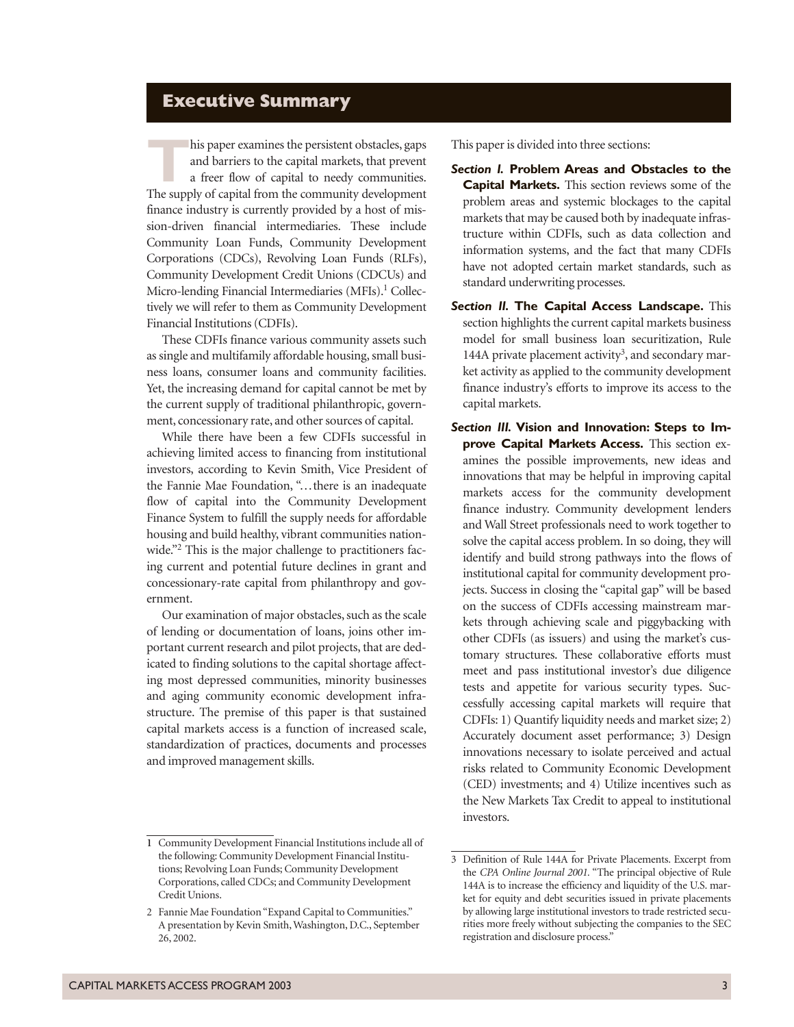# Executive Summary

This paper examines the persistent obstacles, gaps and barriers to the capital markets, that prevent a freer flow of capital to needy communities. The supply of capital from the community development finance industry is currently provided by a host of mission-driven financial intermediaries. These include Community Loan Funds, Community Development Corporations (CDCs), Revolving Loan Funds (RLFs), Community Development Credit Unions (CDCUs) and Micro-lending Financial Intermediaries (MFIs).[1] Collectively we will refer to them as Community Development Financial Institutions (CDFIs).

These CDFIs finance various community assets such as single and multifamily affordable housing, small business loans, consumer loans and community facilities. Yet, the increasing demand for capital cannot be met by the current supply of traditional philanthropic, government, concessionary rate, and other sources of capital.

While there have been a few CDFIs successful in achieving limited access to financing from institutional investors, according to Kevin Smith, Vice President of the Fannie Mae Foundation, "…there is an inadequate flow of capital into the Community Development Finance System to fulfill the supply needs for affordable housing and build healthy, vibrant communities nationwide."[2] This is the major challenge to practitioners facing current and potential future declines in grant and concessionary-rate capital from philanthropy and government.

Our examination of major obstacles, such as the scale of lending or documentation of loans, joins other important current research and pilot projects, that are dedicated to finding solutions to the capital shortage affecting most depressed communities, minority businesses and aging community economic development infrastructure. The premise of this paper is that sustained capital markets access is a function of increased scale, standardization of practices, documents and processes and improved management skills.

This paper is divided into three sections:

***Section I.* Problem Areas and Obstacles to the Capital Markets.** This section reviews some of the problem areas and systemic blockages to the capital markets that may be caused both by inadequate infrastructure within CDFIs, such as data collection and information systems, and the fact that many CDFIs have not adopted certain market standards, such as standard underwriting processes.

***Section II.* The Capital Access Landscape.** This section highlights the current capital markets business model for small business loan securitization, Rule 144A private placement activity[3], and secondary market activity as applied to the community development finance industry's efforts to improve its access to the capital markets.

***Section III.* Vision and Innovation: Steps to Improve Capital Markets Access.** This section examines the possible improvements, new ideas and innovations that may be helpful in improving capital markets access for the community development finance industry. Community development lenders and Wall Street professionals need to work together to solve the capital access problem. In so doing, they will identify and build strong pathways into the flows of institutional capital for community development projects. Success in closing the "capital gap" will be based on the success of CDFIs accessing mainstream markets through achieving scale and piggybacking with other CDFIs (as issuers) and using the market's customary structures. These collaborative efforts must meet and pass institutional investor's due diligence tests and appetite for various security types. Successfully accessing capital markets will require that CDFIs: 1) Quantify liquidity needs and market size; 2) Accurately document asset performance; 3) Design innovations necessary to isolate perceived and actual risks related to Community Economic Development (CED) investments; and 4) Utilize incentives such as the New Markets Tax Credit to appeal to institutional investors.

---

1 Community Development Financial Institutions include all of the following: Community Development Financial Institutions; Revolving Loan Funds; Community Development Corporations, called CDCs; and Community Development Credit Unions.

2 Fannie Mae Foundation "Expand Capital to Communities." A presentation by Kevin Smith, Washington, D.C., September 26, 2002.

3 Definition of Rule 144A for Private Placements. Excerpt from the *CPA Online Journal 2001.* "The principal objective of Rule 144A is to increase the efficiency and liquidity of the U.S. market for equity and debt securities issued in private placements by allowing large institutional investors to trade restricted securities more freely without subjecting the companies to the SEC registration and disclosure process."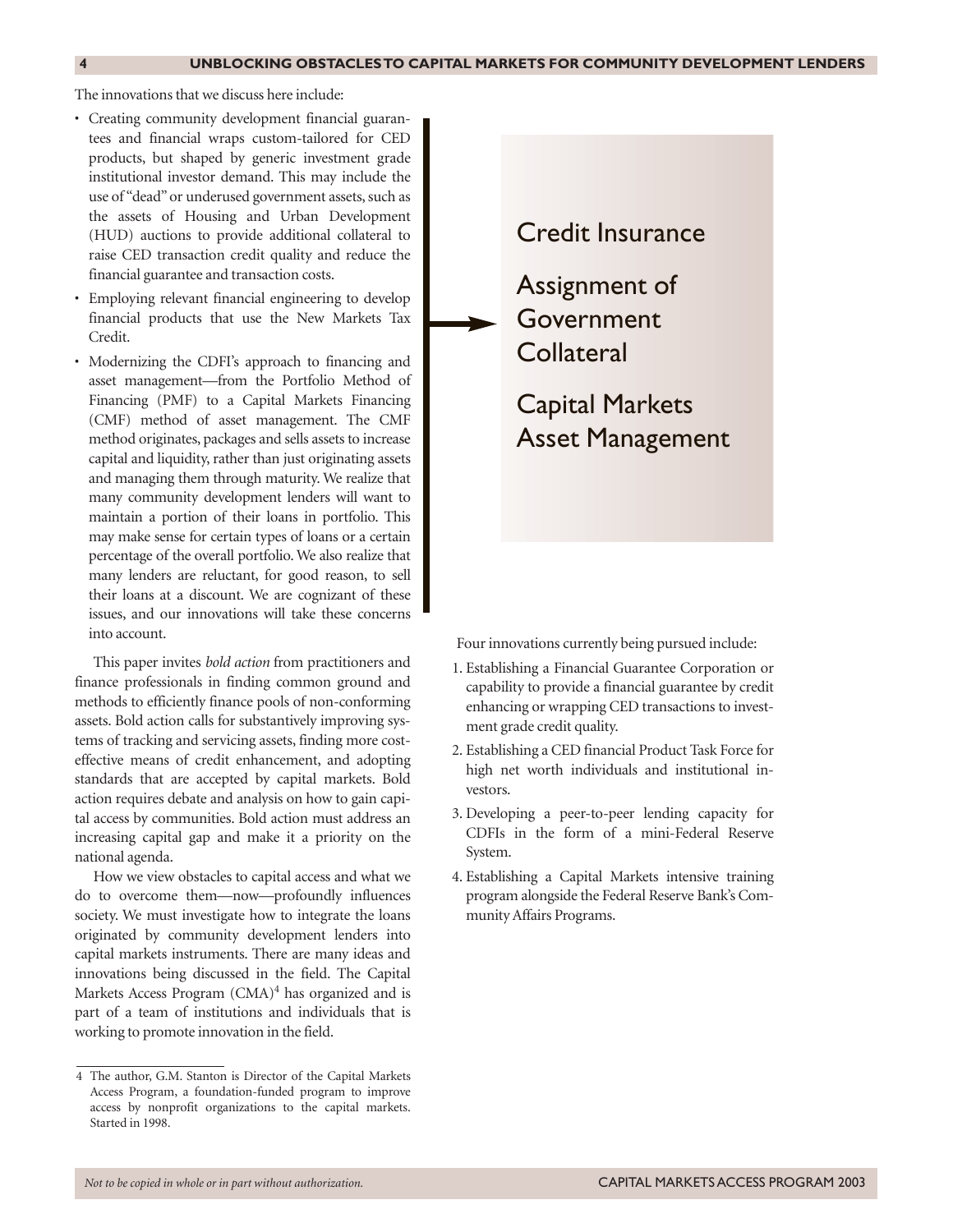The innovations that we discuss here include:

- Creating community development financial guarantees and financial wraps custom-tailored for CED products, but shaped by generic investment grade institutional investor demand. This may include the use of "dead" or underused government assets, such as the assets of Housing and Urban Development (HUD) auctions to provide additional collateral to raise CED transaction credit quality and reduce the financial guarantee and transaction costs.
- Employing relevant financial engineering to develop financial products that use the New Markets Tax Credit.
- Modernizing the CDFI's approach to financing and asset management—from the Portfolio Method of Financing (PMF) to a Capital Markets Financing (CMF) method of asset management. The CMF method originates, packages and sells assets to increase capital and liquidity, rather than just originating assets and managing them through maturity. We realize that many community development lenders will want to maintain a portion of their loans in portfolio. This may make sense for certain types of loans or a certain percentage of the overall portfolio. We also realize that many lenders are reluctant, for good reason, to sell their loans at a discount. We are cognizant of these issues, and our innovations will take these concerns into account.

Credit Insurance

Assignment of Government Collateral

Capital Markets Asset Management

This paper invites *bold action* from practitioners and finance professionals in finding common ground and methods to efficiently finance pools of non-conforming assets. Bold action calls for substantively improving systems of tracking and servicing assets, finding more cost-effective means of credit enhancement, and adopting standards that are accepted by capital markets. Bold action requires debate and analysis on how to gain capital access by communities. Bold action must address an increasing capital gap and make it a priority on the national agenda.

How we view obstacles to capital access and what we do to overcome them—now—profoundly influences society. We must investigate how to integrate the loans originated by community development lenders into capital markets instruments. There are many ideas and innovations being discussed in the field. The Capital Markets Access Program (CMA)[4] has organized and is part of a team of institutions and individuals that is working to promote innovation in the field.

Four innovations currently being pursued include:

1. Establishing a Financial Guarantee Corporation or capability to provide a financial guarantee by credit enhancing or wrapping CED transactions to investment grade credit quality.
2. Establishing a CED financial Product Task Force for high net worth individuals and institutional investors.
3. Developing a peer-to-peer lending capacity for CDFIs in the form of a mini-Federal Reserve System.
4. Establishing a Capital Markets intensive training program alongside the Federal Reserve Bank's Community Affairs Programs.

4 The author, G.M. Stanton is Director of the Capital Markets Access Program, a foundation-funded program to improve access by nonprofit organizations to the capital markets. Started in 1998.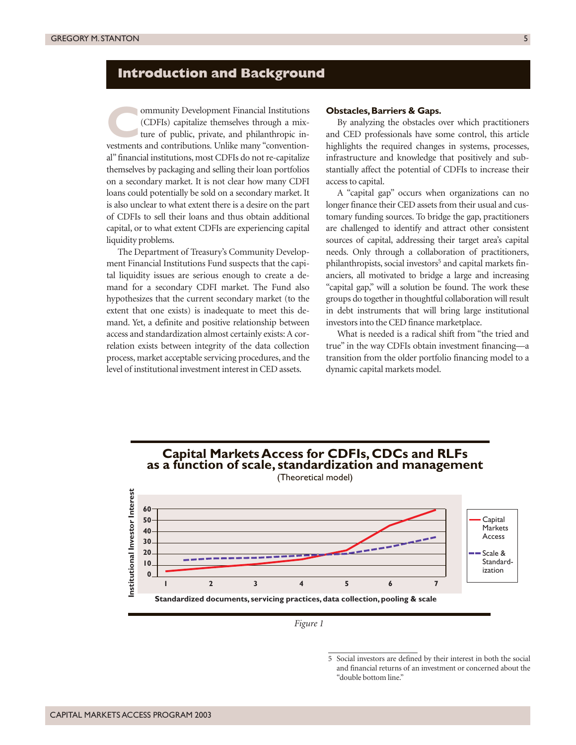## Introduction and Background

Community Development Financial Institutions (CDFIs) capitalize themselves through a mixture of public, private, and philanthropic investments and contributions. Unlike many "conventional" financial institutions, most CDFIs do not re-capitalize themselves by packaging and selling their loan portfolios on a secondary market. It is not clear how many CDFI loans could potentially be sold on a secondary market. It is also unclear to what extent there is a desire on the part of CDFIs to sell their loans and thus obtain additional capital, or to what extent CDFIs are experiencing capital liquidity problems.

The Department of Treasury's Community Development Financial Institutions Fund suspects that the capital liquidity issues are serious enough to create a demand for a secondary CDFI market. The Fund also hypothesizes that the current secondary market (to the extent that one exists) is inadequate to meet this demand. Yet, a definite and positive relationship between access and standardization almost certainly exists: A correlation exists between integrity of the data collection process, market acceptable servicing procedures, and the level of institutional investment interest in CED assets.

**Obstacles, Barriers & Gaps.**

By analyzing the obstacles over which practitioners and CED professionals have some control, this article highlights the required changes in systems, processes, infrastructure and knowledge that positively and substantially affect the potential of CDFIs to increase their access to capital.

A "capital gap" occurs when organizations can no longer finance their CED assets from their usual and customary funding sources. To bridge the gap, practitioners are challenged to identify and attract other consistent sources of capital, addressing their target area's capital needs. Only through a collaboration of practitioners, philanthropists, social investors[5] and capital markets financiers, all motivated to bridge a large and increasing "capital gap," will a solution be found. The work these groups do together in thoughtful collaboration will result in debt instruments that will bring large institutional investors into the CED finance marketplace.

What is needed is a radical shift from "the tried and true" in the way CDFIs obtain investment financing—a transition from the older portfolio financing model to a dynamic capital markets model.

**Capital Markets Access for CDFIs, CDCs and RLFs as a function of scale, standardization and management**

(Theoretical model)

*Figure 1*

[5] Social investors are defined by their interest in both the social and financial returns of an investment or concerned about the "double bottom line."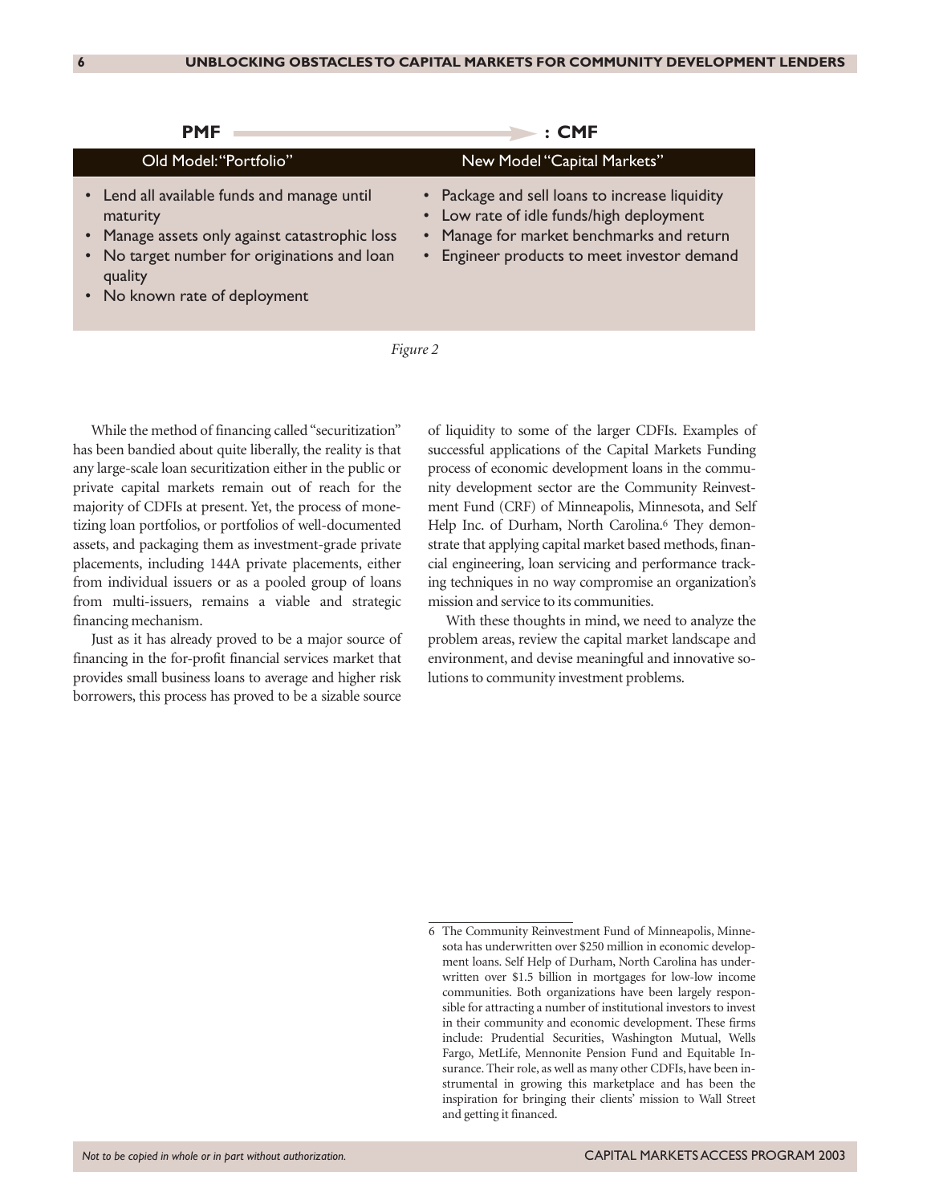**PMF → : CMF**

| Old Model: "Portfolio" | New Model "Capital Markets" |
| --- | --- |
| • Lend all available funds and manage until maturity<br>• Manage assets only against catastrophic loss<br>• No target number for originations and loan quality<br>• No known rate of deployment | • Package and sell loans to increase liquidity<br>• Low rate of idle funds/high deployment<br>• Manage for market benchmarks and return<br>• Engineer products to meet investor demand |

*Figure 2*

While the method of financing called "securitization" has been bandied about quite liberally, the reality is that any large-scale loan securitization either in the public or private capital markets remain out of reach for the majority of CDFIs at present. Yet, the process of monetizing loan portfolios, or portfolios of well-documented assets, and packaging them as investment-grade private placements, including 144A private placements, either from individual issuers or as a pooled group of loans from multi-issuers, remains a viable and strategic financing mechanism.

Just as it has already proved to be a major source of financing in the for-profit financial services market that provides small business loans to average and higher risk borrowers, this process has proved to be a sizable source of liquidity to some of the larger CDFIs. Examples of successful applications of the Capital Markets Funding process of economic development loans in the community development sector are the Community Reinvestment Fund (CRF) of Minneapolis, Minnesota, and Self Help Inc. of Durham, North Carolina.[6] They demonstrate that applying capital market based methods, financial engineering, loan servicing and performance tracking techniques in no way compromise an organization's mission and service to its communities.

With these thoughts in mind, we need to analyze the problem areas, review the capital market landscape and environment, and devise meaningful and innovative solutions to community investment problems.

---

6 The Community Reinvestment Fund of Minneapolis, Minnesota has underwritten over $250 million in economic development loans. Self Help of Durham, North Carolina has underwritten over $1.5 billion in mortgages for low-low income communities. Both organizations have been largely responsible for attracting a number of institutional investors to invest in their community and economic development. These firms include: Prudential Securities, Washington Mutual, Wells Fargo, MetLife, Mennonite Pension Fund and Equitable Insurance. Their role, as well as many other CDFIs, have been instrumental in growing this marketplace and has been the inspiration for bringing their clients' mission to Wall Street and getting it financed.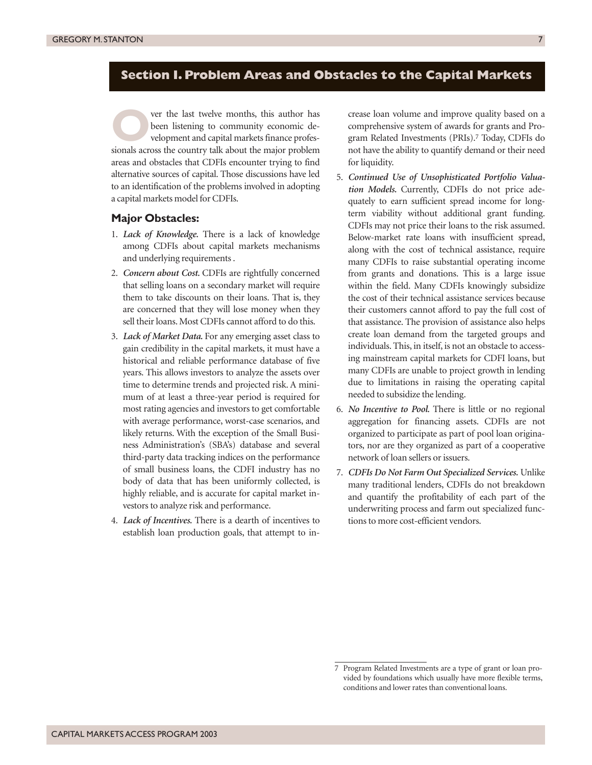# Section I. Problem Areas and Obstacles to the Capital Markets

Over the last twelve months, this author has been listening to community economic development and capital markets finance professionals across the country talk about the major problem areas and obstacles that CDFIs encounter trying to find alternative sources of capital. Those discussions have led to an identification of the problems involved in adopting a capital markets model for CDFIs.

## Major Obstacles:

1. ***Lack of Knowledge.*** There is a lack of knowledge among CDFIs about capital markets mechanisms and underlying requirements .
2. ***Concern about Cost.*** CDFIs are rightfully concerned that selling loans on a secondary market will require them to take discounts on their loans. That is, they are concerned that they will lose money when they sell their loans. Most CDFIs cannot afford to do this.
3. ***Lack of Market Data.*** For any emerging asset class to gain credibility in the capital markets, it must have a historical and reliable performance database of five years. This allows investors to analyze the assets over time to determine trends and projected risk. A minimum of at least a three-year period is required for most rating agencies and investors to get comfortable with average performance, worst-case scenarios, and likely returns. With the exception of the Small Business Administration's (SBA's) database and several third-party data tracking indices on the performance of small business loans, the CDFI industry has no body of data that has been uniformly collected, is highly reliable, and is accurate for capital market investors to analyze risk and performance.
4. ***Lack of Incentives.*** There is a dearth of incentives to establish loan production goals, that attempt to increase loan volume and improve quality based on a comprehensive system of awards for grants and Program Related Investments (PRIs).[7] Today, CDFIs do not have the ability to quantify demand or their need for liquidity.
5. ***Continued Use of Unsophisticated Portfolio Valuation Models.*** Currently, CDFIs do not price adequately to earn sufficient spread income for long-term viability without additional grant funding. CDFIs may not price their loans to the risk assumed. Below-market rate loans with insufficient spread, along with the cost of technical assistance, require many CDFIs to raise substantial operating income from grants and donations. This is a large issue within the field. Many CDFIs knowingly subsidize the cost of their technical assistance services because their customers cannot afford to pay the full cost of that assistance. The provision of assistance also helps create loan demand from the targeted groups and individuals. This, in itself, is not an obstacle to accessing mainstream capital markets for CDFI loans, but many CDFIs are unable to project growth in lending due to limitations in raising the operating capital needed to subsidize the lending.
6. ***No Incentive to Pool.*** There is little or no regional aggregation for financing assets. CDFIs are not organized to participate as part of pool loan originators, nor are they organized as part of a cooperative network of loan sellers or issuers.
7. ***CDFIs Do Not Farm Out Specialized Services.*** Unlike many traditional lenders, CDFIs do not breakdown and quantify the profitability of each part of the underwriting process and farm out specialized functions to more cost-efficient vendors.

---

7 Program Related Investments are a type of grant or loan provided by foundations which usually have more flexible terms, conditions and lower rates than conventional loans.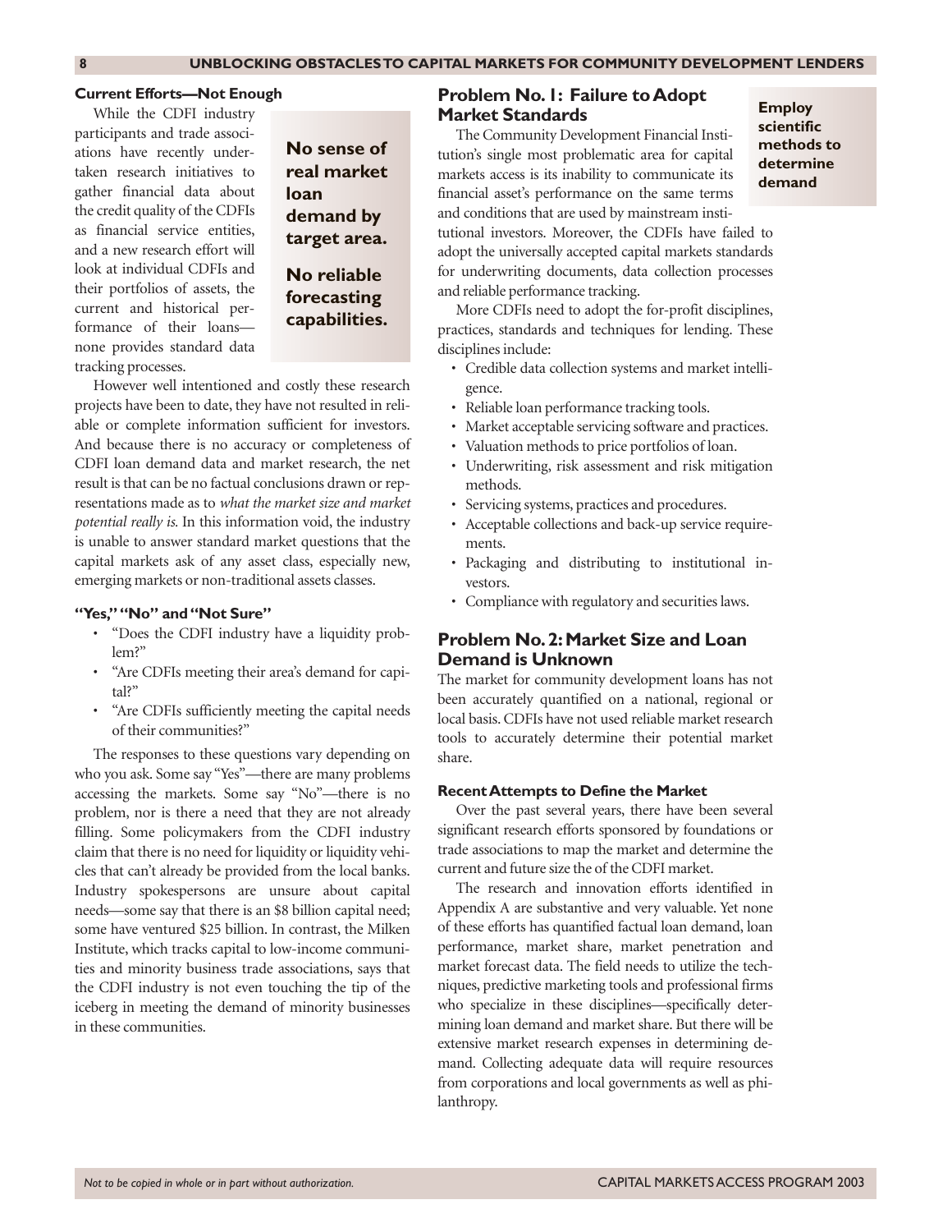### Current Efforts—Not Enough

While the CDFI industry participants and trade associations have recently undertaken research initiatives to gather financial data about the credit quality of the CDFIs as financial service entities, and a new research effort will look at individual CDFIs and their portfolios of assets, the current and historical performance of their loans—none provides standard data tracking processes.

**No sense of real market loan demand by target area.**

**No reliable forecasting capabilities.**

However well intentioned and costly these research projects have been to date, they have not resulted in reliable or complete information sufficient for investors. And because there is no accuracy or completeness of CDFI loan demand data and market research, the net result is that can be no factual conclusions drawn or representations made as to *what the market size and market potential really is.* In this information void, the industry is unable to answer standard market questions that the capital markets ask of any asset class, especially new, emerging markets or non-traditional assets classes.

### "Yes," "No" and "Not Sure"

- "Does the CDFI industry have a liquidity problem?"
- "Are CDFIs meeting their area's demand for capital?"
- "Are CDFIs sufficiently meeting the capital needs of their communities?"

The responses to these questions vary depending on who you ask. Some say "Yes"—there are many problems accessing the markets. Some say "No"—there is no problem, nor is there a need that they are not already filling. Some policymakers from the CDFI industry claim that there is no need for liquidity or liquidity vehicles that can't already be provided from the local banks. Industry spokespersons are unsure about capital needs—some say that there is an $8 billion capital need; some have ventured $25 billion. In contrast, the Milken Institute, which tracks capital to low-income communities and minority business trade associations, says that the CDFI industry is not even touching the tip of the iceberg in meeting the demand of minority businesses in these communities.

## Problem No. 1: Failure to Adopt Market Standards

**Employ scientific methods to determine demand**

The Community Development Financial Institution's single most problematic area for capital markets access is its inability to communicate its financial asset's performance on the same terms and conditions that are used by mainstream institutional investors. Moreover, the CDFIs have failed to adopt the universally accepted capital markets standards for underwriting documents, data collection processes and reliable performance tracking.

More CDFIs need to adopt the for-profit disciplines, practices, standards and techniques for lending. These disciplines include:

- Credible data collection systems and market intelligence.
- Reliable loan performance tracking tools.
- Market acceptable servicing software and practices.
- Valuation methods to price portfolios of loan.
- Underwriting, risk assessment and risk mitigation methods.
- Servicing systems, practices and procedures.
- Acceptable collections and back-up service requirements.
- Packaging and distributing to institutional investors.
- Compliance with regulatory and securities laws.

## Problem No. 2: Market Size and Loan Demand is Unknown

The market for community development loans has not been accurately quantified on a national, regional or local basis. CDFIs have not used reliable market research tools to accurately determine their potential market share.

### Recent Attempts to Define the Market

Over the past several years, there have been several significant research efforts sponsored by foundations or trade associations to map the market and determine the current and future size the of the CDFI market.

The research and innovation efforts identified in Appendix A are substantive and very valuable. Yet none of these efforts has quantified factual loan demand, loan performance, market share, market penetration and market forecast data. The field needs to utilize the techniques, predictive marketing tools and professional firms who specialize in these disciplines—specifically determining loan demand and market share. But there will be extensive market research expenses in determining demand. Collecting adequate data will require resources from corporations and local governments as well as philanthropy.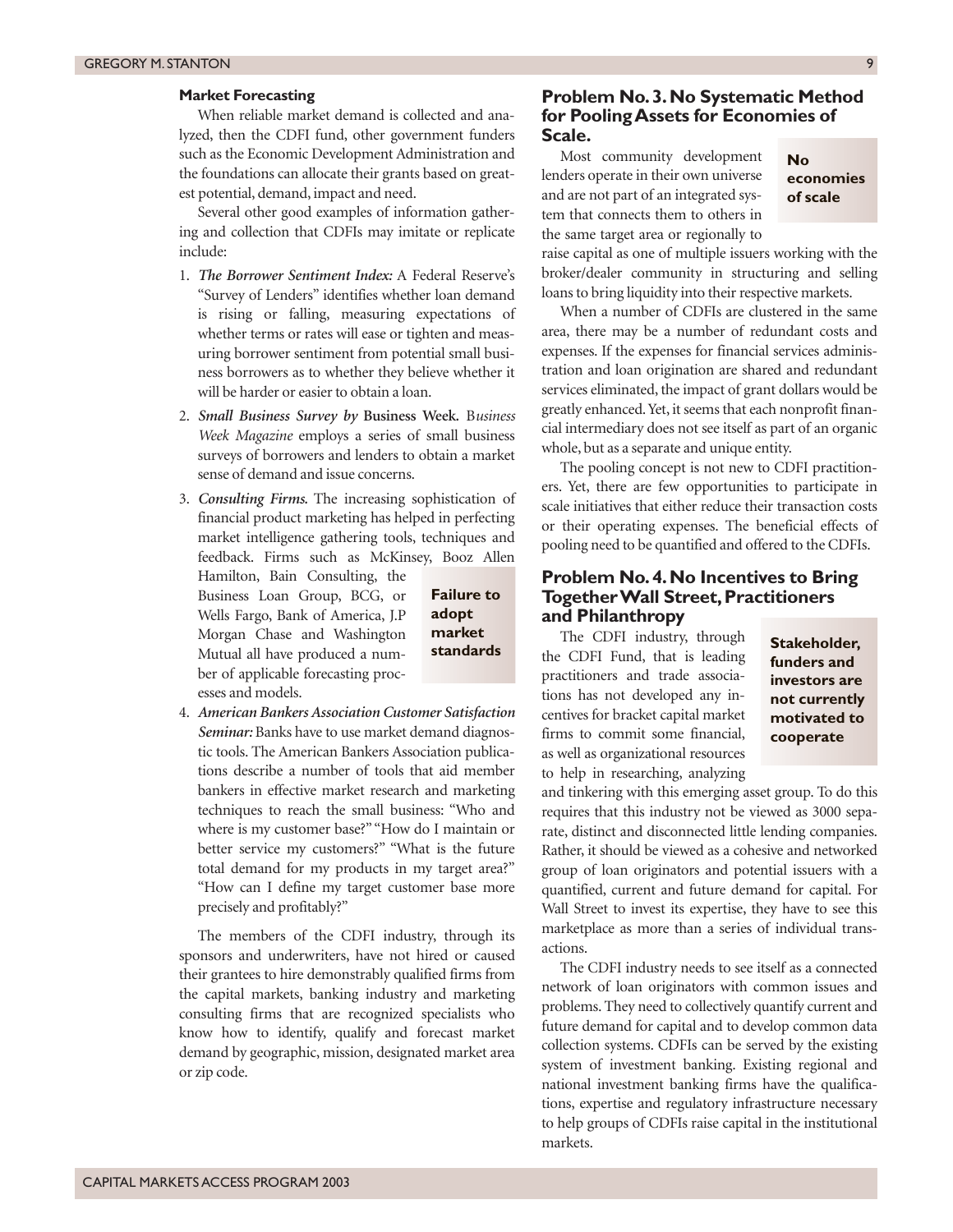### Market Forecasting

When reliable market demand is collected and analyzed, then the CDFI fund, other government funders such as the Economic Development Administration and the foundations can allocate their grants based on greatest potential, demand, impact and need.

Several other good examples of information gathering and collection that CDFIs may imitate or replicate include:

1. ***The Borrower Sentiment Index:*** A Federal Reserve's "Survey of Lenders" identifies whether loan demand is rising or falling, measuring expectations of whether terms or rates will ease or tighten and measuring borrower sentiment from potential small business borrowers as to whether they believe whether it will be harder or easier to obtain a loan.
2. ***Small Business Survey by* Business Week.** *Business Week Magazine* employs a series of small business surveys of borrowers and lenders to obtain a market sense of demand and issue concerns.
3. ***Consulting Firms.*** The increasing sophistication of financial product marketing has helped in perfecting market intelligence gathering tools, techniques and feedback. Firms such as McKinsey, Booz Allen Hamilton, Bain Consulting, the Business Loan Group, BCG, or Wells Fargo, Bank of America, J.P Morgan Chase and Washington Mutual all have produced a number of applicable forecasting processes and models.
4. ***American Bankers Association Customer Satisfaction Seminar:*** Banks have to use market demand diagnostic tools. The American Bankers Association publications describe a number of tools that aid member bankers in effective market research and marketing techniques to reach the small business: "Who and where is my customer base?" "How do I maintain or better service my customers?" "What is the future total demand for my products in my target area?" "How can I define my target customer base more precisely and profitably?"

**Failure to adopt market standards**

The members of the CDFI industry, through its sponsors and underwriters, have not hired or caused their grantees to hire demonstrably qualified firms from the capital markets, banking industry and marketing consulting firms that are recognized specialists who know how to identify, qualify and forecast market demand by geographic, mission, designated market area or zip code.

## Problem No. 3. No Systematic Method for Pooling Assets for Economies of Scale.

**No economies of scale**

Most community development lenders operate in their own universe and are not part of an integrated system that connects them to others in the same target area or regionally to raise capital as one of multiple issuers working with the broker/dealer community in structuring and selling loans to bring liquidity into their respective markets.

When a number of CDFIs are clustered in the same area, there may be a number of redundant costs and expenses. If the expenses for financial services administration and loan origination are shared and redundant services eliminated, the impact of grant dollars would be greatly enhanced. Yet, it seems that each nonprofit financial intermediary does not see itself as part of an organic whole, but as a separate and unique entity.

The pooling concept is not new to CDFI practitioners. Yet, there are few opportunities to participate in scale initiatives that either reduce their transaction costs or their operating expenses. The beneficial effects of pooling need to be quantified and offered to the CDFIs.

## Problem No. 4. No Incentives to Bring Together Wall Street, Practitioners and Philanthropy

**Stakeholder, funders and investors are not currently motivated to cooperate**

The CDFI industry, through the CDFI Fund, that is leading practitioners and trade associations has not developed any incentives for bracket capital market firms to commit some financial, as well as organizational resources to help in researching, analyzing and tinkering with this emerging asset group. To do this requires that this industry not be viewed as 3000 separate, distinct and disconnected little lending companies. Rather, it should be viewed as a cohesive and networked group of loan originators and potential issuers with a quantified, current and future demand for capital. For Wall Street to invest its expertise, they have to see this marketplace as more than a series of individual transactions.

The CDFI industry needs to see itself as a connected network of loan originators with common issues and problems. They need to collectively quantify current and future demand for capital and to develop common data collection systems. CDFIs can be served by the existing system of investment banking. Existing regional and national investment banking firms have the qualifications, expertise and regulatory infrastructure necessary to help groups of CDFIs raise capital in the institutional markets.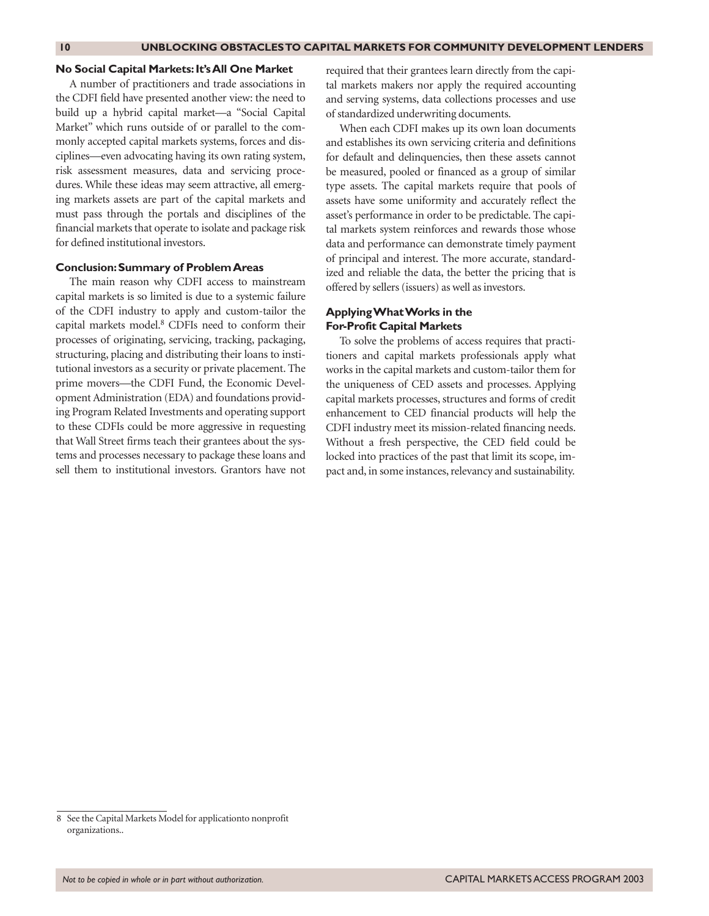### No Social Capital Markets: It's All One Market

A number of practitioners and trade associations in the CDFI field have presented another view: the need to build up a hybrid capital market—a "Social Capital Market" which runs outside of or parallel to the commonly accepted capital markets systems, forces and disciplines—even advocating having its own rating system, risk assessment measures, data and servicing procedures. While these ideas may seem attractive, all emerging markets assets are part of the capital markets and must pass through the portals and disciplines of the financial markets that operate to isolate and package risk for defined institutional investors.

### Conclusion: Summary of Problem Areas

The main reason why CDFI access to mainstream capital markets is so limited is due to a systemic failure of the CDFI industry to apply and custom-tailor the capital markets model.[8] CDFIs need to conform their processes of originating, servicing, tracking, packaging, structuring, placing and distributing their loans to institutional investors as a security or private placement. The prime movers—the CDFI Fund, the Economic Development Administration (EDA) and foundations providing Program Related Investments and operating support to these CDFIs could be more aggressive in requesting that Wall Street firms teach their grantees about the systems and processes necessary to package these loans and sell them to institutional investors. Grantors have not required that their grantees learn directly from the capital markets makers nor apply the required accounting and serving systems, data collections processes and use of standardized underwriting documents.

When each CDFI makes up its own loan documents and establishes its own servicing criteria and definitions for default and delinquencies, then these assets cannot be measured, pooled or financed as a group of similar type assets. The capital markets require that pools of assets have some uniformity and accurately reflect the asset's performance in order to be predictable. The capital markets system reinforces and rewards those whose data and performance can demonstrate timely payment of principal and interest. The more accurate, standardized and reliable the data, the better the pricing that is offered by sellers (issuers) as well as investors.

### Applying What Works in the For-Profit Capital Markets

To solve the problems of access requires that practitioners and capital markets professionals apply what works in the capital markets and custom-tailor them for the uniqueness of CED assets and processes. Applying capital markets processes, structures and forms of credit enhancement to CED financial products will help the CDFI industry meet its mission-related financing needs. Without a fresh perspective, the CED field could be locked into practices of the past that limit its scope, impact and, in some instances, relevancy and sustainability.

---

8 See the Capital Markets Model for applicationto nonprofit organizations..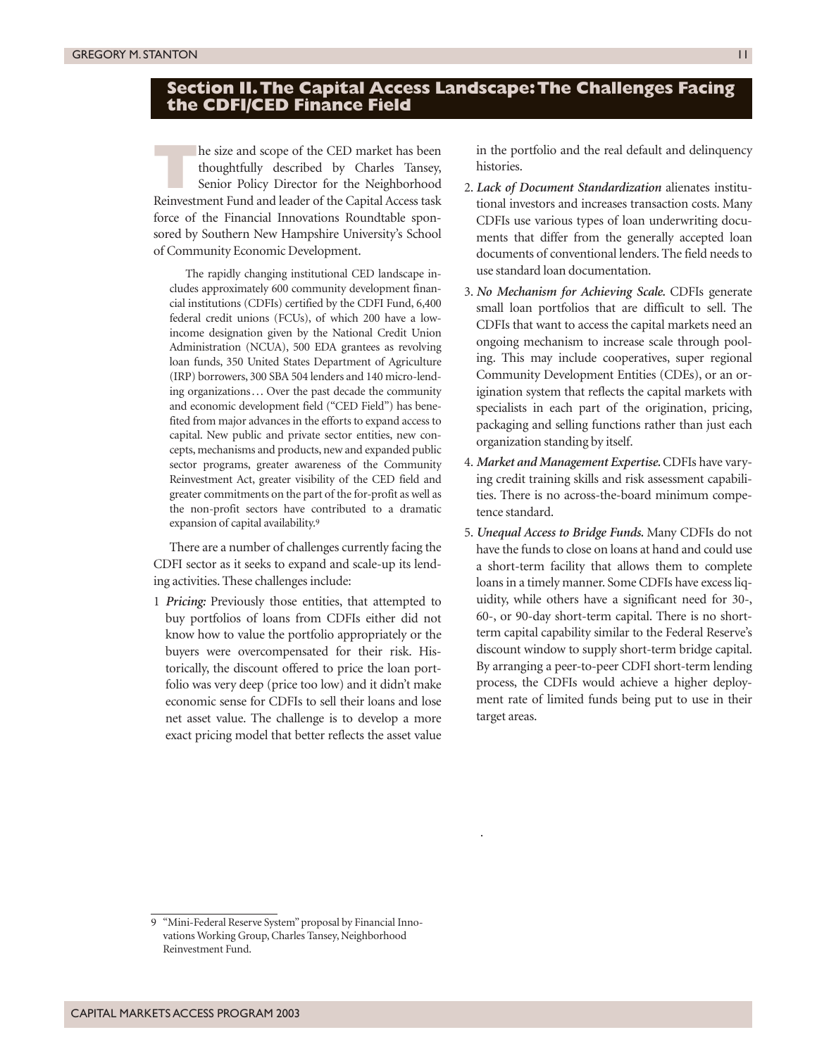## Section II. The Capital Access Landscape: The Challenges Facing the CDFI/CED Finance Field

The size and scope of the CED market has been thoughtfully described by Charles Tansey, Senior Policy Director for the Neighborhood Reinvestment Fund and leader of the Capital Access task force of the Financial Innovations Roundtable sponsored by Southern New Hampshire University's School of Community Economic Development.

> The rapidly changing institutional CED landscape includes approximately 600 community development financial institutions (CDFIs) certified by the CDFI Fund, 6,400 federal credit unions (FCUs), of which 200 have a low-income designation given by the National Credit Union Administration (NCUA), 500 EDA grantees as revolving loan funds, 350 United States Department of Agriculture (IRP) borrowers, 300 SBA 504 lenders and 140 micro-lending organizations… Over the past decade the community and economic development field ("CED Field") has benefited from major advances in the efforts to expand access to capital. New public and private sector entities, new concepts, mechanisms and products, new and expanded public sector programs, greater awareness of the Community Reinvestment Act, greater visibility of the CED field and greater commitments on the part of the for-profit as well as the non-profit sectors have contributed to a dramatic expansion of capital availability.[9]

There are a number of challenges currently facing the CDFI sector as it seeks to expand and scale-up its lending activities. These challenges include:

1. ***Pricing:*** Previously those entities, that attempted to buy portfolios of loans from CDFIs either did not know how to value the portfolio appropriately or the buyers were overcompensated for their risk. Historically, the discount offered to price the loan portfolio was very deep (price too low) and it didn't make economic sense for CDFIs to sell their loans and lose net asset value. The challenge is to develop a more exact pricing model that better reflects the asset value in the portfolio and the real default and delinquency histories.
2. ***Lack of Document Standardization*** alienates institutional investors and increases transaction costs. Many CDFIs use various types of loan underwriting documents that differ from the generally accepted loan documents of conventional lenders. The field needs to use standard loan documentation.
3. ***No Mechanism for Achieving Scale.*** CDFIs generate small loan portfolios that are difficult to sell. The CDFIs that want to access the capital markets need an ongoing mechanism to increase scale through pooling. This may include cooperatives, super regional Community Development Entities (CDEs), or an origination system that reflects the capital markets with specialists in each part of the origination, pricing, packaging and selling functions rather than just each organization standing by itself.
4. ***Market and Management Expertise.*** CDFIs have varying credit training skills and risk assessment capabilities. There is no across-the-board minimum competence standard.
5. ***Unequal Access to Bridge Funds.*** Many CDFIs do not have the funds to close on loans at hand and could use a short-term facility that allows them to complete loans in a timely manner. Some CDFIs have excess liquidity, while others have a significant need for 30-, 60-, or 90-day short-term capital. There is no short-term capital capability similar to the Federal Reserve's discount window to supply short-term bridge capital. By arranging a peer-to-peer CDFI short-term lending process, the CDFIs would achieve a higher deployment rate of limited funds being put to use in their target areas.

---

9 "Mini-Federal Reserve System" proposal by Financial Innovations Working Group, Charles Tansey, Neighborhood Reinvestment Fund.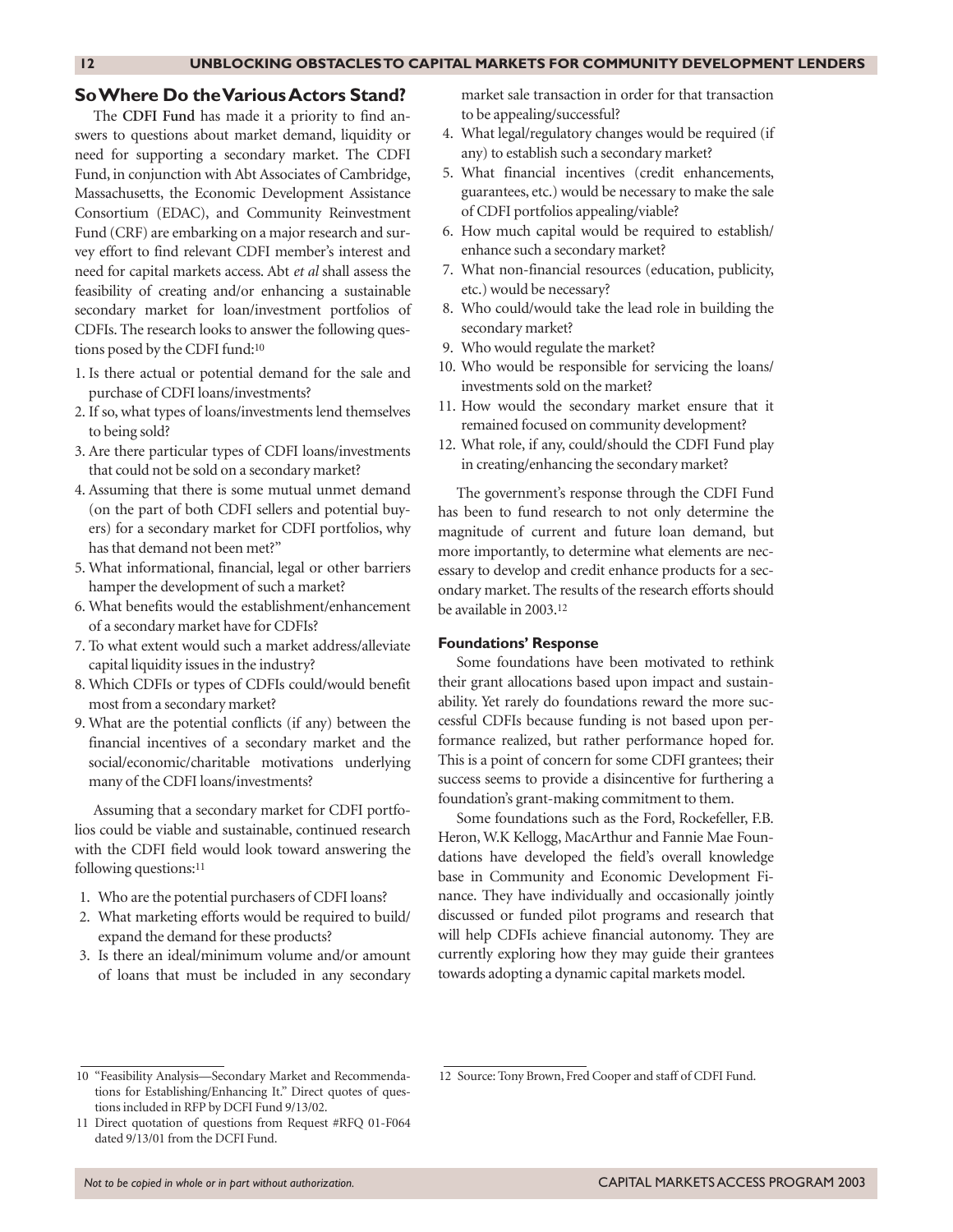## So Where Do the Various Actors Stand?

The **CDFI Fund** has made it a priority to find answers to questions about market demand, liquidity or need for supporting a secondary market. The CDFI Fund, in conjunction with Abt Associates of Cambridge, Massachusetts, the Economic Development Assistance Consortium (EDAC), and Community Reinvestment Fund (CRF) are embarking on a major research and survey effort to find relevant CDFI member's interest and need for capital markets access. Abt *et al* shall assess the feasibility of creating and/or enhancing a sustainable secondary market for loan/investment portfolios of CDFIs. The research looks to answer the following questions posed by the CDFI fund:[10]

1. Is there actual or potential demand for the sale and purchase of CDFI loans/investments?
2. If so, what types of loans/investments lend themselves to being sold?
3. Are there particular types of CDFI loans/investments that could not be sold on a secondary market?
4. Assuming that there is some mutual unmet demand (on the part of both CDFI sellers and potential buyers) for a secondary market for CDFI portfolios, why has that demand not been met?"
5. What informational, financial, legal or other barriers hamper the development of such a market?
6. What benefits would the establishment/enhancement of a secondary market have for CDFIs?
7. To what extent would such a market address/alleviate capital liquidity issues in the industry?
8. Which CDFIs or types of CDFIs could/would benefit most from a secondary market?
9. What are the potential conflicts (if any) between the financial incentives of a secondary market and the social/economic/charitable motivations underlying many of the CDFI loans/investments?

Assuming that a secondary market for CDFI portfolios could be viable and sustainable, continued research with the CDFI field would look toward answering the following questions:[11]

1. Who are the potential purchasers of CDFI loans?
2. What marketing efforts would be required to build/expand the demand for these products?
3. Is there an ideal/minimum volume and/or amount of loans that must be included in any secondary market sale transaction in order for that transaction to be appealing/successful?
4. What legal/regulatory changes would be required (if any) to establish such a secondary market?
5. What financial incentives (credit enhancements, guarantees, etc.) would be necessary to make the sale of CDFI portfolios appealing/viable?
6. How much capital would be required to establish/enhance such a secondary market?
7. What non-financial resources (education, publicity, etc.) would be necessary?
8. Who could/would take the lead role in building the secondary market?
9. Who would regulate the market?
10. Who would be responsible for servicing the loans/investments sold on the market?
11. How would the secondary market ensure that it remained focused on community development?
12. What role, if any, could/should the CDFI Fund play in creating/enhancing the secondary market?

The government's response through the CDFI Fund has been to fund research to not only determine the magnitude of current and future loan demand, but more importantly, to determine what elements are necessary to develop and credit enhance products for a secondary market. The results of the research efforts should be available in 2003.[12]

### Foundations' Response

Some foundations have been motivated to rethink their grant allocations based upon impact and sustainability. Yet rarely do foundations reward the more successful CDFIs because funding is not based upon performance realized, but rather performance hoped for. This is a point of concern for some CDFI grantees; their success seems to provide a disincentive for furthering a foundation's grant-making commitment to them.

Some foundations such as the Ford, Rockefeller, F.B. Heron, W.K Kellogg, MacArthur and Fannie Mae Foundations have developed the field's overall knowledge base in Community and Economic Development Finance. They have individually and occasionally jointly discussed or funded pilot programs and research that will help CDFIs achieve financial autonomy. They are currently exploring how they may guide their grantees towards adopting a dynamic capital markets model.

---

10 "Feasibility Analysis—Secondary Market and Recommendations for Establishing/Enhancing It." Direct quotes of questions included in RFP by DCFI Fund 9/13/02.

11 Direct quotation of questions from Request #RFQ 01-F064 dated 9/13/01 from the DCFI Fund.

12 Source: Tony Brown, Fred Cooper and staff of CDFI Fund.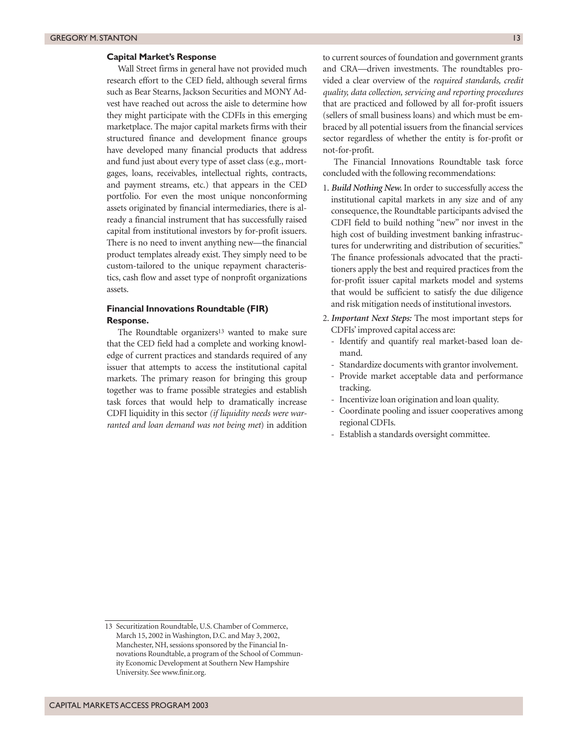### Capital Market's Response

Wall Street firms in general have not provided much research effort to the CED field, although several firms such as Bear Stearns, Jackson Securities and MONY Advest have reached out across the aisle to determine how they might participate with the CDFIs in this emerging marketplace. The major capital markets firms with their structured finance and development finance groups have developed many financial products that address and fund just about every type of asset class (e.g., mortgages, loans, receivables, intellectual rights, contracts, and payment streams, etc.) that appears in the CED portfolio. For even the most unique nonconforming assets originated by financial intermediaries, there is already a financial instrument that has successfully raised capital from institutional investors by for-profit issuers. There is no need to invent anything new—the financial product templates already exist. They simply need to be custom-tailored to the unique repayment characteristics, cash flow and asset type of nonprofit organizations assets.

### Financial Innovations Roundtable (FIR) Response.

The Roundtable organizers[13] wanted to make sure that the CED field had a complete and working knowledge of current practices and standards required of any issuer that attempts to access the institutional capital markets. The primary reason for bringing this group together was to frame possible strategies and establish task forces that would help to dramatically increase CDFI liquidity in this sector *(if liquidity needs were warranted and loan demand was not being met)* in addition to current sources of foundation and government grants and CRA—driven investments. The roundtables provided a clear overview of the *required standards, credit quality, data collection, servicing and reporting procedures* that are practiced and followed by all for-profit issuers (sellers of small business loans) and which must be embraced by all potential issuers from the financial services sector regardless of whether the entity is for-profit or not-for-profit.

The Financial Innovations Roundtable task force concluded with the following recommendations:

1. ***Build Nothing New.*** In order to successfully access the institutional capital markets in any size and of any consequence, the Roundtable participants advised the CDFI field to build nothing "new" nor invest in the high cost of building investment banking infrastructures for underwriting and distribution of securities." The finance professionals advocated that the practitioners apply the best and required practices from the for-profit issuer capital markets model and systems that would be sufficient to satisfy the due diligence and risk mitigation needs of institutional investors.
2. ***Important Next Steps:*** The most important steps for CDFIs' improved capital access are:
   - Identify and quantify real market-based loan demand.
   - Standardize documents with grantor involvement.
   - Provide market acceptable data and performance tracking.
   - Incentivize loan origination and loan quality.
   - Coordinate pooling and issuer cooperatives among regional CDFIs.
   - Establish a standards oversight committee.

---

13 Securitization Roundtable, U.S. Chamber of Commerce, March 15, 2002 in Washington, D.C. and May 3, 2002, Manchester, NH, sessions sponsored by the Financial Innovations Roundtable, a program of the School of Community Economic Development at Southern New Hampshire University. See www.finir.org.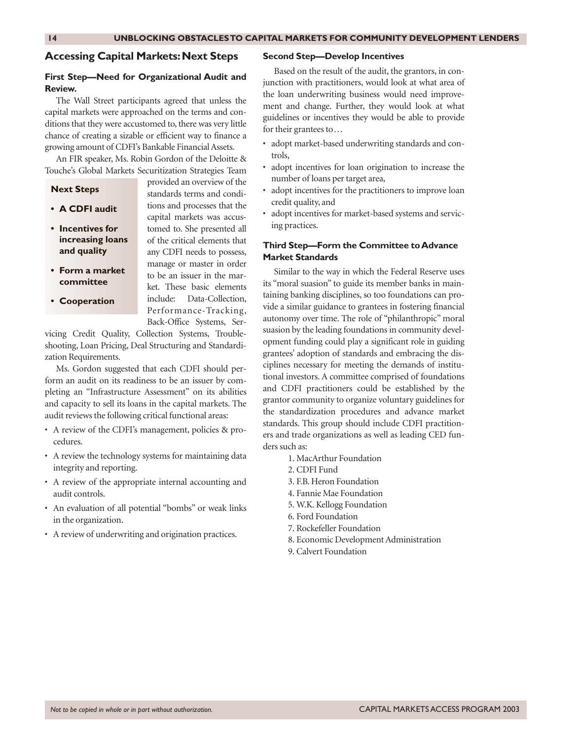## Accessing Capital Markets: Next Steps

### First Step—Need for Organizational Audit and Review.

The Wall Street participants agreed that unless the capital markets were approached on the terms and conditions that they were accustomed to, there was very little chance of creating a sizable or efficient way to finance a growing amount of CDFI's Bankable Financial Assets.

An FIR speaker, Ms. Robin Gordon of the Deloitte & Touche's Global Markets Securitization Strategies Team provided an overview of the standards terms and conditions and processes that the capital markets was accustomed to. She presented all of the critical elements that any CDFI needs to possess, manage or master in order to be an issuer in the market. These basic elements include: Data-Collection, Performance-Tracking, Back-Office Systems, Servicing Credit Quality, Collection Systems, Troubleshooting, Loan Pricing, Deal Structuring and Standardization Requirements.

**Next Steps**

- **A CDFI audit**
- **Incentives for increasing loans and quality**
- **Form a market committee**
- **Cooperation**

Ms. Gordon suggested that each CDFI should perform an audit on its readiness to be an issuer by completing an "Infrastructure Assessment" on its abilities and capacity to sell its loans in the capital markets. The audit reviews the following critical functional areas:

- A review of the CDFI's management, policies & procedures.
- A review the technology systems for maintaining data integrity and reporting.
- A review of the appropriate internal accounting and audit controls.
- An evaluation of all potential "bombs" or weak links in the organization.
- A review of underwriting and origination practices.

### Second Step—Develop Incentives

Based on the result of the audit, the grantors, in conjunction with practitioners, would look at what area of the loan underwriting business would need improvement and change. Further, they would look at what guidelines or incentives they would be able to provide for their grantees to…

- adopt market-based underwriting standards and controls,
- adopt incentives for loan origination to increase the number of loans per target area,
- adopt incentives for the practitioners to improve loan credit quality, and
- adopt incentives for market-based systems and servicing practices.

### Third Step—Form the Committee to Advance Market Standards

Similar to the way in which the Federal Reserve uses its "moral suasion" to guide its member banks in maintaining banking disciplines, so too foundations can provide a similar guidance to grantees in fostering financial autonomy over time. The role of "philanthropic" moral suasion by the leading foundations in community development funding could play a significant role in guiding grantees' adoption of standards and embracing the disciplines necessary for meeting the demands of institutional investors. A committee comprised of foundations and CDFI practitioners could be established by the grantor community to organize voluntary guidelines for the standardization procedures and advance market standards. This group should include CDFI practitioners and trade organizations as well as leading CED funders such as:

1. MacArthur Foundation
2. CDFI Fund
3. F.B. Heron Foundation
4. Fannie Mae Foundation
5. W.K. Kellogg Foundation
6. Ford Foundation
7. Rockefeller Foundation
8. Economic Development Administration
9. Calvert Foundation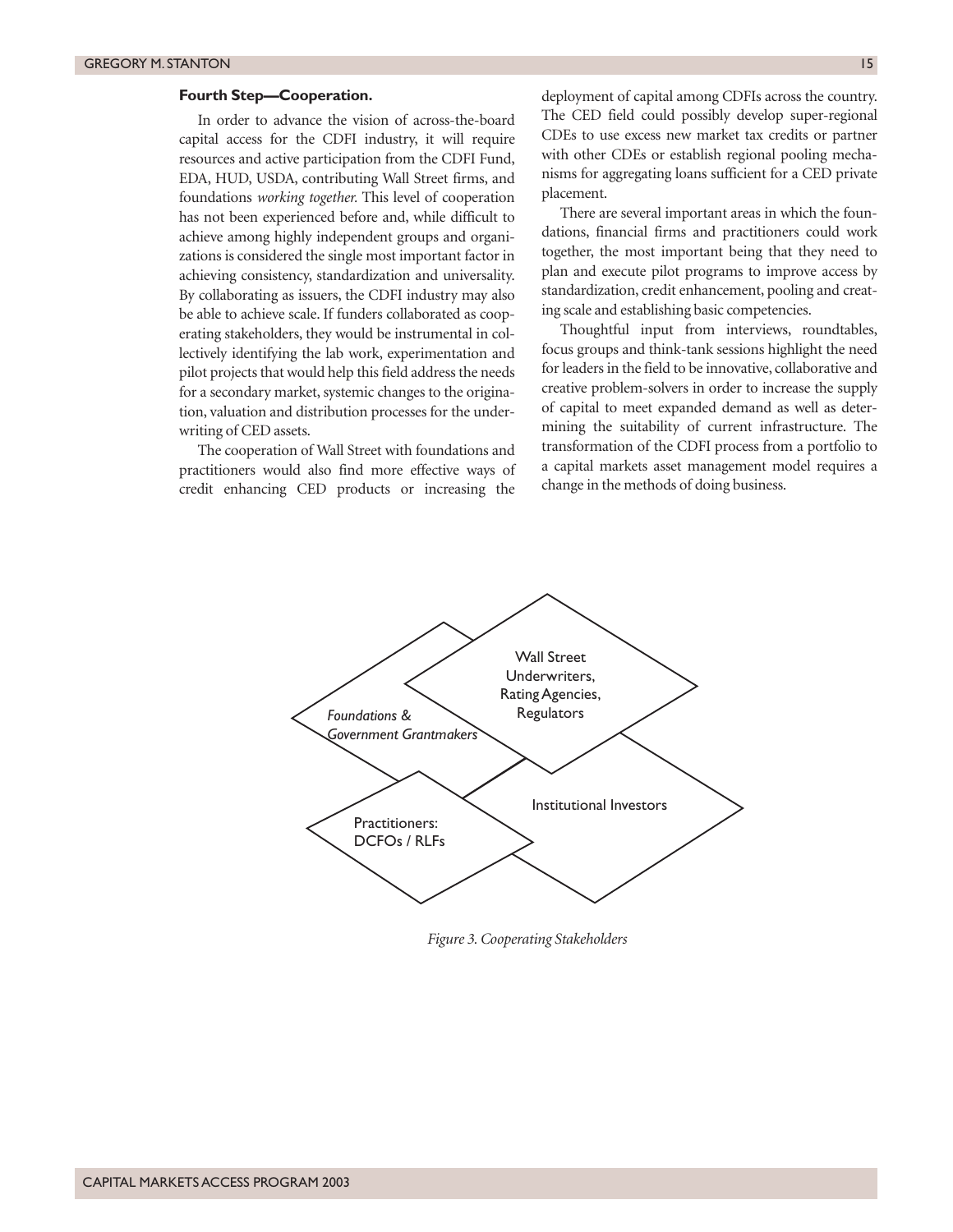**Fourth Step—Cooperation.**

In order to advance the vision of across-the-board capital access for the CDFI industry, it will require resources and active participation from the CDFI Fund, EDA, HUD, USDA, contributing Wall Street firms, and foundations *working together.* This level of cooperation has not been experienced before and, while difficult to achieve among highly independent groups and organizations is considered the single most important factor in achieving consistency, standardization and universality. By collaborating as issuers, the CDFI industry may also be able to achieve scale. If funders collaborated as cooperating stakeholders, they would be instrumental in collectively identifying the lab work, experimentation and pilot projects that would help this field address the needs for a secondary market, systemic changes to the origination, valuation and distribution processes for the underwriting of CED assets.

The cooperation of Wall Street with foundations and practitioners would also find more effective ways of credit enhancing CED products or increasing the deployment of capital among CDFIs across the country. The CED field could possibly develop super-regional CDEs to use excess new market tax credits or partner with other CDEs or establish regional pooling mechanisms for aggregating loans sufficient for a CED private placement.

There are several important areas in which the foundations, financial firms and practitioners could work together, the most important being that they need to plan and execute pilot programs to improve access by standardization, credit enhancement, pooling and creating scale and establishing basic competencies.

Thoughtful input from interviews, roundtables, focus groups and think-tank sessions highlight the need for leaders in the field to be innovative, collaborative and creative problem-solvers in order to increase the supply of capital to meet expanded demand as well as determining the suitability of current infrastructure. The transformation of the CDFI process from a portfolio to a capital markets asset management model requires a change in the methods of doing business.

*Foundations & Government Grantmakers*

Wall Street Underwriters, Rating Agencies, Regulators

Institutional Investors

Practitioners: DCFOs / RLFs

*Figure 3. Cooperating Stakeholders*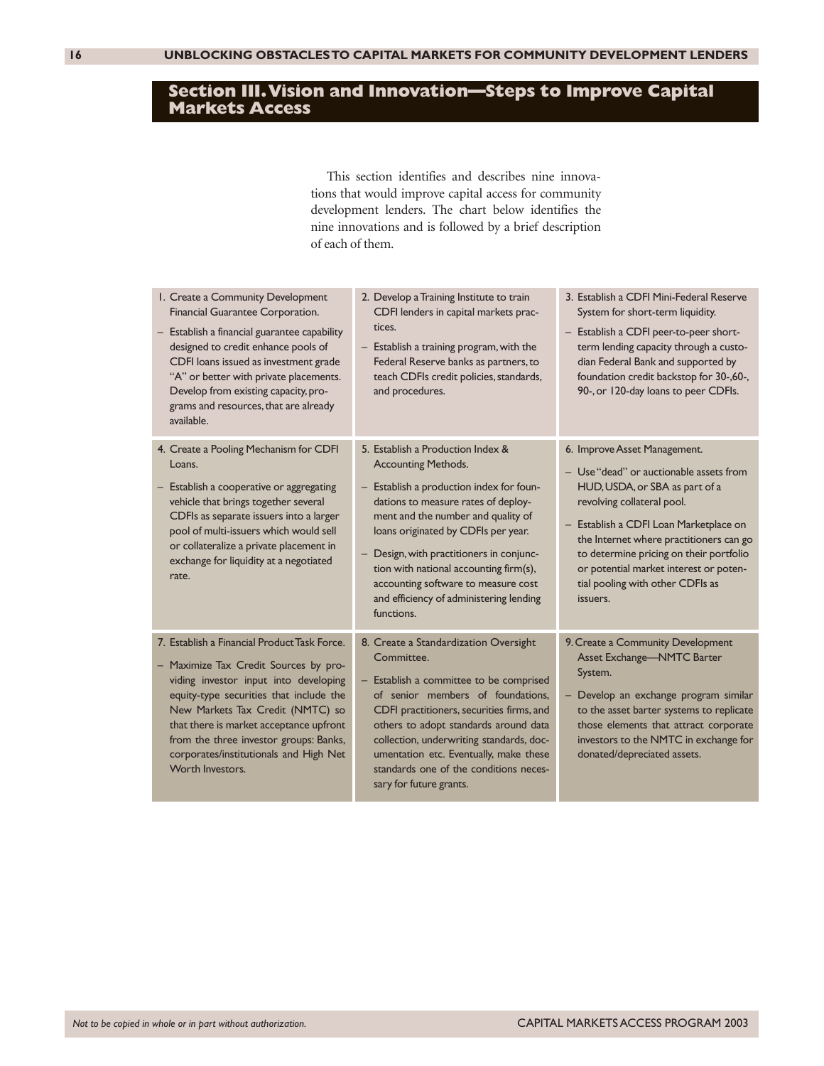## Section III. Vision and Innovation—Steps to Improve Capital Markets Access

This section identifies and describes nine innovations that would improve capital access for community development lenders. The chart below identifies the nine innovations and is followed by a brief description of each of them.

| | | |
|---|---|---|
| 1. Create a Community Development Financial Guarantee Corporation.<br>– Establish a financial guarantee capability designed to credit enhance pools of CDFI loans issued as investment grade "A" or better with private placements. Develop from existing capacity, programs and resources, that are already available. | 2. Develop a Training Institute to train CDFI lenders in capital markets practices.<br>– Establish a training program, with the Federal Reserve banks as partners, to teach CDFIs credit policies, standards, and procedures. | 3. Establish a CDFI Mini-Federal Reserve System for short-term liquidity.<br>– Establish a CDFI peer-to-peer short-term lending capacity through a custodian Federal Bank and supported by foundation credit backstop for 30-,60-, 90-, or 120-day loans to peer CDFIs. |
| 4. Create a Pooling Mechanism for CDFI Loans.<br>– Establish a cooperative or aggregating vehicle that brings together several CDFIs as separate issuers into a larger pool of multi-issuers which would sell or collateralize a private placement in exchange for liquidity at a negotiated rate. | 5. Establish a Production Index & Accounting Methods.<br>– Establish a production index for foundations to measure rates of deployment and the number and quality of loans originated by CDFIs per year.<br>– Design, with practitioners in conjunction with national accounting firm(s), accounting software to measure cost and efficiency of administering lending functions. | 6. Improve Asset Management.<br>– Use "dead" or auctionable assets from HUD, USDA, or SBA as part of a revolving collateral pool.<br>– Establish a CDFI Loan Marketplace on the Internet where practitioners can go to determine pricing on their portfolio or potential market interest or potential pooling with other CDFIs as issuers. |
| 7. Establish a Financial Product Task Force.<br>– Maximize Tax Credit Sources by providing investor input into developing equity-type securities that include the New Markets Tax Credit (NMTC) so that there is market acceptance upfront from the three investor groups: Banks, corporates/institutionals and High Net Worth Investors. | 8. Create a Standardization Oversight Committee.<br>– Establish a committee to be comprised of senior members of foundations, CDFI practitioners, securities firms, and others to adopt standards around data collection, underwriting standards, documentation etc. Eventually, make these standards one of the conditions necessary for future grants. | 9. Create a Community Development Asset Exchange—NMTC Barter System.<br>– Develop an exchange program similar to the asset barter systems to replicate those elements that attract corporate investors to the NMTC in exchange for donated/depreciated assets. |

*Not to be copied in whole or in part without authorization.*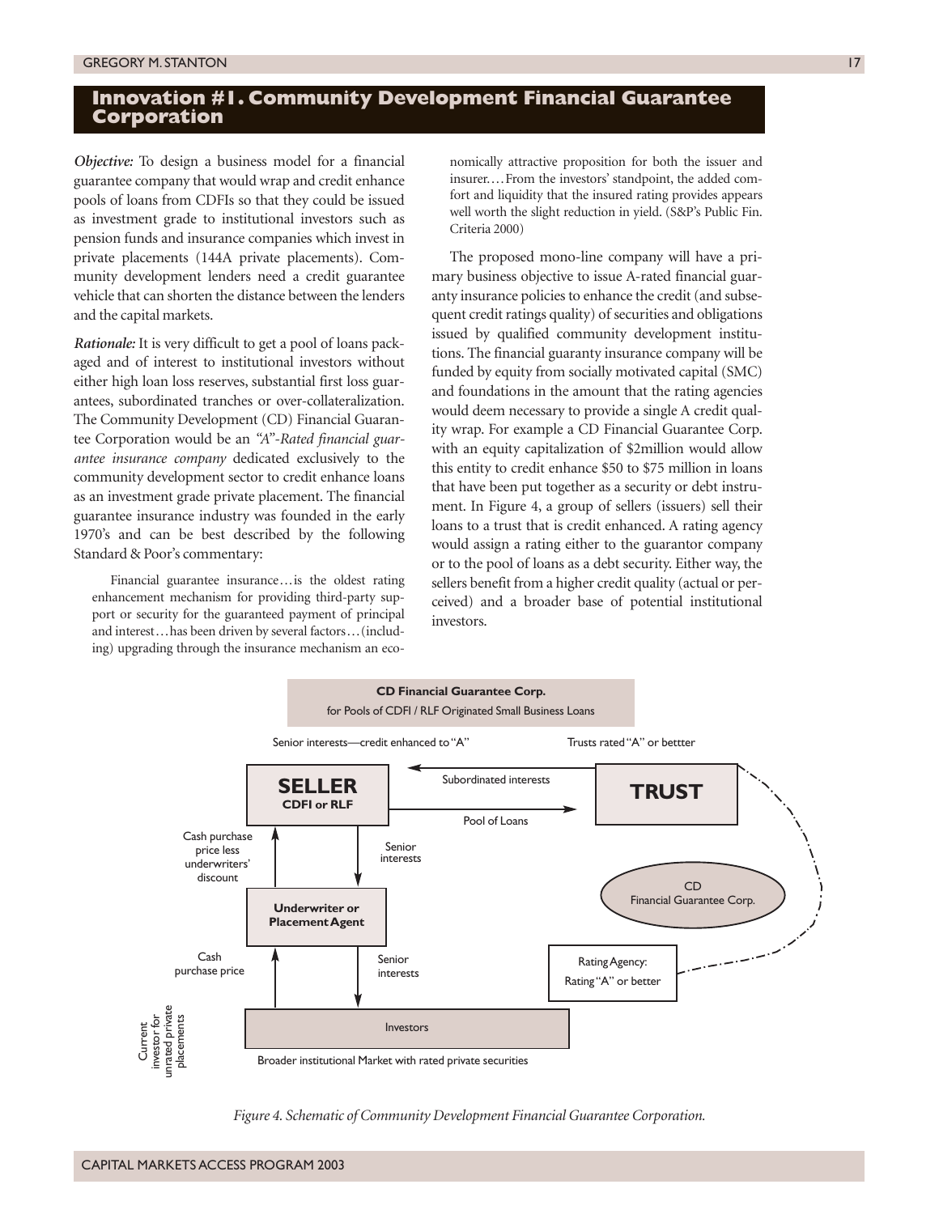## Innovation #1. Community Development Financial Guarantee Corporation

***Objective:*** To design a business model for a financial guarantee company that would wrap and credit enhance pools of loans from CDFIs so that they could be issued as investment grade to institutional investors such as pension funds and insurance companies which invest in private placements (144A private placements). Community development lenders need a credit guarantee vehicle that can shorten the distance between the lenders and the capital markets.

***Rationale:*** It is very difficult to get a pool of loans packaged and of interest to institutional investors without either high loan loss reserves, substantial first loss guarantees, subordinated tranches or over-collateralization. The Community Development (CD) Financial Guarantee Corporation would be an *"A"-Rated financial guarantee insurance company* dedicated exclusively to the community development sector to credit enhance loans as an investment grade private placement. The financial guarantee insurance industry was founded in the early 1970's and can be best described by the following Standard & Poor's commentary:

> Financial guarantee insurance…is the oldest rating enhancement mechanism for providing third-party support or security for the guaranteed payment of principal and interest…has been driven by several factors…(including) upgrading through the insurance mechanism an economically attractive proposition for both the issuer and insurer.…From the investors' standpoint, the added comfort and liquidity that the insured rating provides appears well worth the slight reduction in yield. (S&P's Public Fin. Criteria 2000)

The proposed mono-line company will have a primary business objective to issue A-rated financial guaranty insurance policies to enhance the credit (and subsequent credit ratings quality) of securities and obligations issued by qualified community development institutions. The financial guaranty insurance company will be funded by equity from socially motivated capital (SMC) and foundations in the amount that the rating agencies would deem necessary to provide a single A credit quality wrap. For example a CD Financial Guarantee Corp. with an equity capitalization of $2million would allow this entity to credit enhance $50 to $75 million in loans that have been put together as a security or debt instrument. In Figure 4, a group of sellers (issuers) sell their loans to a trust that is credit enhanced. A rating agency would assign a rating either to the guarantor company or to the pool of loans as a debt security. Either way, the sellers benefit from a higher credit quality (actual or perceived) and a broader base of potential institutional investors.

**CD Financial Guarantee Corp.**
for Pools of CDFI / RLF Originated Small Business Loans

- Senior interests—credit enhanced to "A"
- Trusts rated "A" or bettter
- **SELLER** (CDFI or RLF) → Pool of Loans → **TRUST**
- **TRUST** → Subordinated interests → **SELLER**
- **SELLER** → Senior interests → **Underwriter or Placement Agent**
- **Underwriter or Placement Agent** → Cash purchase price less underwriters' discount → **SELLER**
- **Underwriter or Placement Agent** → Senior interests → **Investors**
- **Investors** → Cash purchase price → **Underwriter or Placement Agent**
- CD Financial Guarantee Corp.
- Rating Agency: Rating "A" or better
- Current investor for unrated private placements
- Broader institutional Market with rated private securities

*Figure 4. Schematic of Community Development Financial Guarantee Corporation.*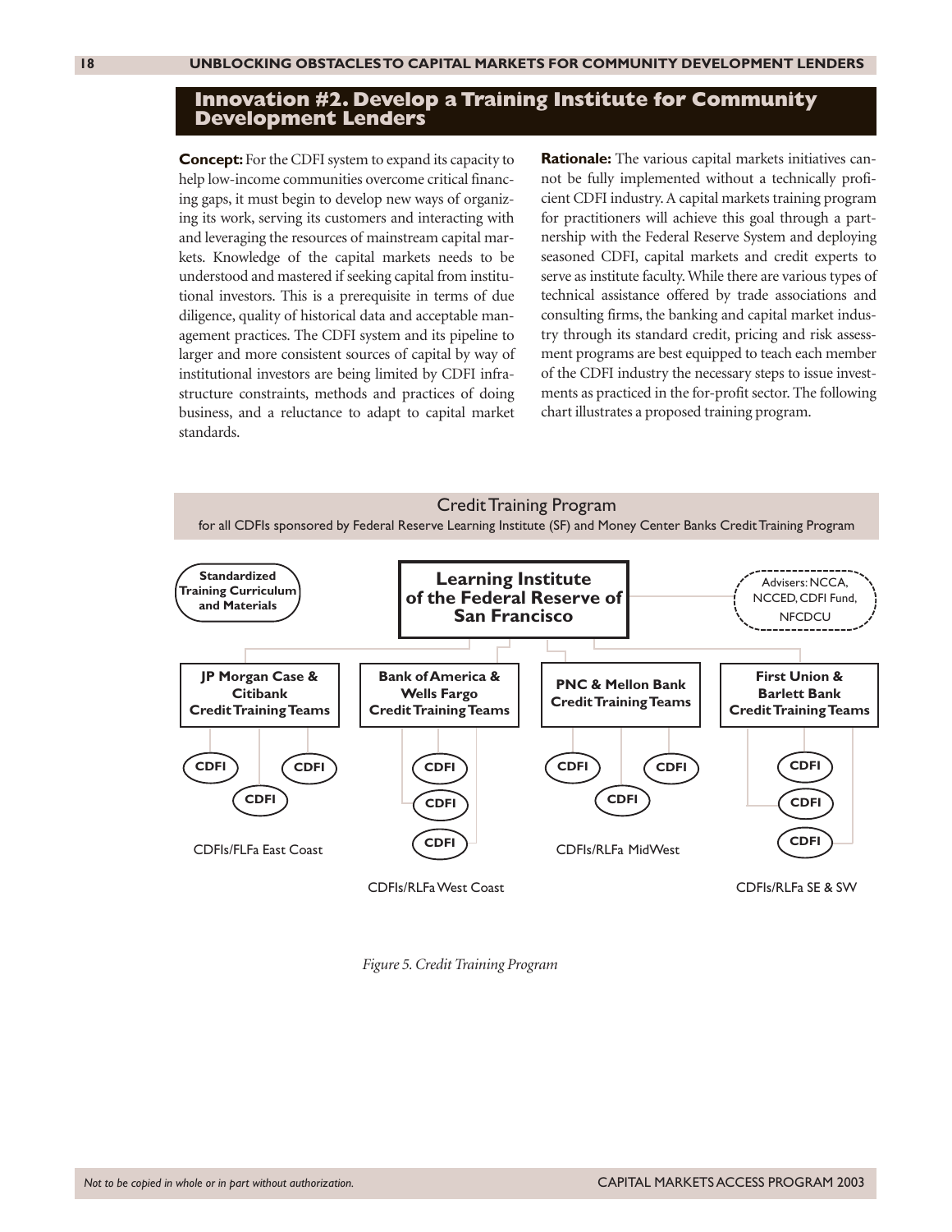## Innovation #2. Develop a Training Institute for Community Development Lenders

**Concept:** For the CDFI system to expand its capacity to help low-income communities overcome critical financing gaps, it must begin to develop new ways of organizing its work, serving its customers and interacting with and leveraging the resources of mainstream capital markets. Knowledge of the capital markets needs to be understood and mastered if seeking capital from institutional investors. This is a prerequisite in terms of due diligence, quality of historical data and acceptable management practices. The CDFI system and its pipeline to larger and more consistent sources of capital by way of institutional investors are being limited by CDFI infrastructure constraints, methods and practices of doing business, and a reluctance to adapt to capital market standards.

**Rationale:** The various capital markets initiatives cannot be fully implemented without a technically proficient CDFI industry. A capital markets training program for practitioners will achieve this goal through a partnership with the Federal Reserve System and deploying seasoned CDFI, capital markets and credit experts to serve as institute faculty. While there are various types of technical assistance offered by trade associations and consulting firms, the banking and capital market industry through its standard credit, pricing and risk assessment programs are best equipped to teach each member of the CDFI industry the necessary steps to issue investments as practiced in the for-profit sector. The following chart illustrates a proposed training program.

Credit Training Program

for all CDFIs sponsored by Federal Reserve Learning Institute (SF) and Money Center Banks Credit Training Program

- **Learning Institute of the Federal Reserve of San Francisco**
  - **Standardized Training Curriculum and Materials**
  - Advisers: NCCA, NCCED, CDFI Fund, NFCDCU
  - **JP Morgan Case & Citibank Credit Training Teams** — CDFI, CDFI, CDFI — CDFIs/FLFa East Coast
  - **Bank of America & Wells Fargo Credit Training Teams** — CDFI, CDFI, CDFI — CDFIs/RLFa West Coast
  - **PNC & Mellon Bank Credit Training Teams** — CDFI, CDFI, CDFI — CDFIs/RLFa MidWest
  - **First Union & Barlett Bank Credit Training Teams** — CDFI, CDFI, CDFI — CDFIs/RLFa SE & SW

*Figure 5. Credit Training Program*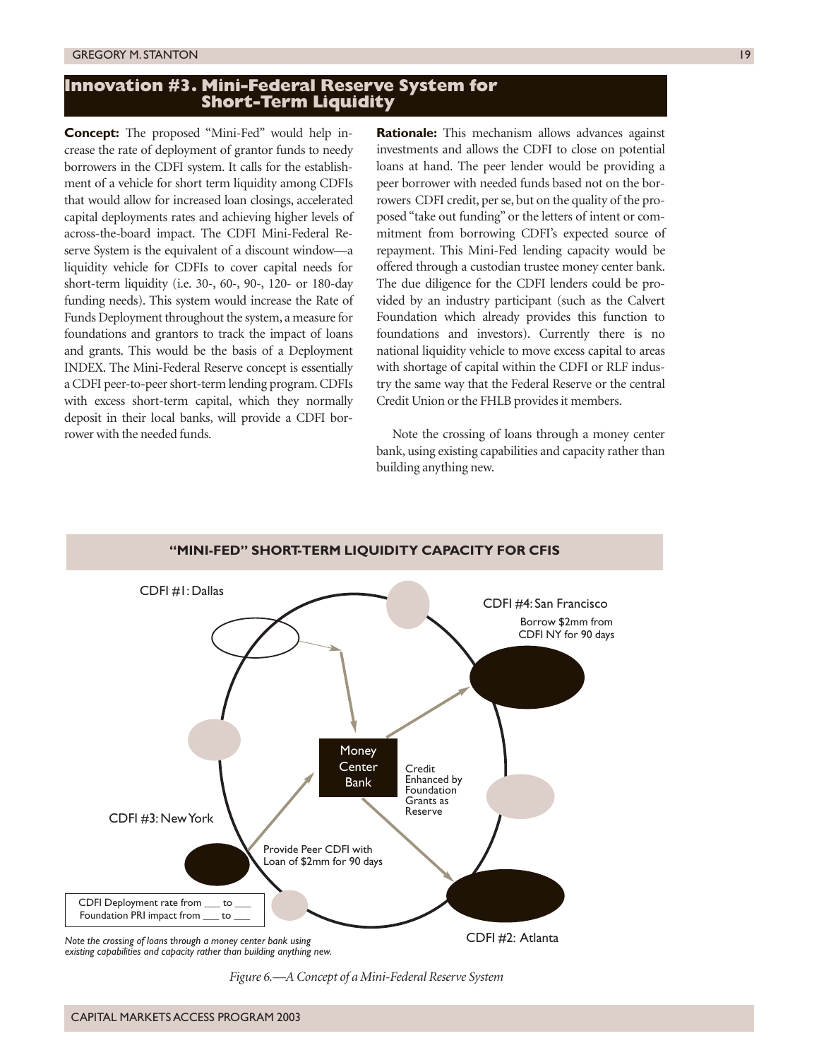## Innovation #3. Mini-Federal Reserve System for Short-Term Liquidity

**Concept:** The proposed "Mini-Fed" would help increase the rate of deployment of grantor funds to needy borrowers in the CDFI system. It calls for the establishment of a vehicle for short term liquidity among CDFIs that would allow for increased loan closings, accelerated capital deployments rates and achieving higher levels of across-the-board impact. The CDFI Mini-Federal Reserve System is the equivalent of a discount window—a liquidity vehicle for CDFIs to cover capital needs for short-term liquidity (i.e. 30-, 60-, 90-, 120- or 180-day funding needs). This system would increase the Rate of Funds Deployment throughout the system, a measure for foundations and grantors to track the impact of loans and grants. This would be the basis of a Deployment INDEX. The Mini-Federal Reserve concept is essentially a CDFI peer-to-peer short-term lending program. CDFIs with excess short-term capital, which they normally deposit in their local banks, will provide a CDFI borrower with the needed funds.

**Rationale:** This mechanism allows advances against investments and allows the CDFI to close on potential loans at hand. The peer lender would be providing a peer borrower with needed funds based not on the borrowers CDFI credit, per se, but on the quality of the proposed "take out funding" or the letters of intent or commitment from borrowing CDFI's expected source of repayment. This Mini-Fed lending capacity would be offered through a custodian trustee money center bank. The due diligence for the CDFI lenders could be provided by an industry participant (such as the Calvert Foundation which already provides this function to foundations and investors). Currently there is no national liquidity vehicle to move excess capital to areas with shortage of capital within the CDFI or RLF industry the same way that the Federal Reserve or the central Credit Union or the FHLB provides it members.

Note the crossing of loans through a money center bank, using existing capabilities and capacity rather than building anything new.

**"MINI-FED" SHORT-TERM LIQUIDITY CAPACITY FOR CFIS**

CDFI #1: Dallas

CDFI #4: San Francisco
Borrow $2mm from CDFI NY for 90 days

Money Center Bank

Credit Enhanced by Foundation Grants as Reserve

CDFI #3: New York

Provide Peer CDFI with Loan of $2mm for 90 days

CDFI #2: Atlanta

CDFI Deployment rate from ___ to ___
Foundation PRI impact from ___ to ___

*Note the crossing of loans through a money center bank using existing capabilities and capacity rather than building anything new.*

*Figure 6.—A Concept of a Mini-Federal Reserve System*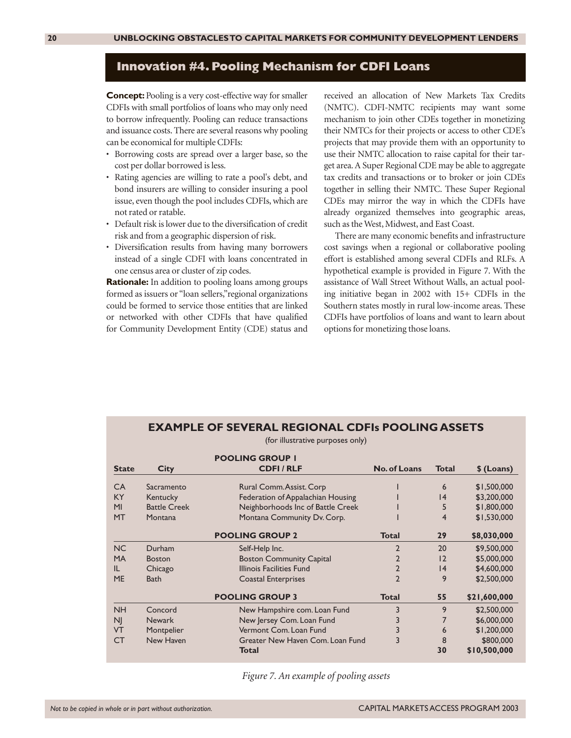## Innovation #4. Pooling Mechanism for CDFI Loans

**Concept:** Pooling is a very cost-effective way for smaller CDFIs with small portfolios of loans who may only need to borrow infrequently. Pooling can reduce transactions and issuance costs. There are several reasons why pooling can be economical for multiple CDFIs:

- Borrowing costs are spread over a larger base, so the cost per dollar borrowed is less.
- Rating agencies are willing to rate a pool's debt, and bond insurers are willing to consider insuring a pool issue, even though the pool includes CDFIs, which are not rated or ratable.
- Default risk is lower due to the diversification of credit risk and from a geographic dispersion of risk.
- Diversification results from having many borrowers instead of a single CDFI with loans concentrated in one census area or cluster of zip codes.

**Rationale:** In addition to pooling loans among groups formed as issuers or "loan sellers," regional organizations could be formed to service those entities that are linked or networked with other CDFIs that have qualified for Community Development Entity (CDE) status and received an allocation of New Markets Tax Credits (NMTC). CDFI-NMTC recipients may want some mechanism to join other CDEs together in monetizing their NMTCs for their projects or access to other CDE's projects that may provide them with an opportunity to use their NMTC allocation to raise capital for their target area. A Super Regional CDE may be able to aggregate tax credits and transactions or to broker or join CDEs together in selling their NMTC. These Super Regional CDEs may mirror the way in which the CDFIs have already organized themselves into geographic areas, such as the West, Midwest, and East Coast.

There are many economic benefits and infrastructure cost savings when a regional or collaborative pooling effort is established among several CDFIs and RLFs. A hypothetical example is provided in Figure 7. With the assistance of Wall Street Without Walls, an actual pooling initiative began in 2002 with 15+ CDFIs in the Southern states mostly in rural low-income areas. These CDFIs have portfolios of loans and want to learn about options for monetizing those loans.

**EXAMPLE OF SEVERAL REGIONAL CDFIs POOLING ASSETS**

(for illustrative purposes only)

| State | City | POOLING GROUP 1<br>CDFI / RLF | No. of Loans | Total | $ (Loans) |
|---|---|---|---|---|---|
| CA | Sacramento | Rural Comm. Assist. Corp | 1 | 6 | $1,500,000 |
| KY | Kentucky | Federation of Appalachian Housing | 1 | 14 | $3,200,000 |
| MI | Battle Creek | Neighborhoods Inc of Battle Creek | 1 | 5 | $1,800,000 |
| MT | Montana | Montana Community Dv. Corp. | 1 | 4 | $1,530,000 |
| | | **POOLING GROUP 2** | **Total** | **29** | **$8,030,000** |
| NC | Durham | Self-Help Inc. | 2 | 20 | $9,500,000 |
| MA | Boston | Boston Community Capital | 2 | 12 | $5,000,000 |
| IL | Chicago | Illinois Facilities Fund | 2 | 14 | $4,600,000 |
| ME | Bath | Coastal Enterprises | 2 | 9 | $2,500,000 |
| | | **POOLING GROUP 3** | **Total** | **55** | **$21,600,000** |
| NH | Concord | New Hampshire com. Loan Fund | 3 | 9 | $2,500,000 |
| NJ | Newark | New Jersey Com. Loan Fund | 3 | 7 | $6,000,000 |
| VT | Montpelier | Vermont Com. Loan Fund | 3 | 6 | $1,200,000 |
| CT | New Haven | Greater New Haven Com. Loan Fund | 3 | 8 | $800,000 |
| | | **Total** | | **30** | **$10,500,000** |

*Figure 7. An example of pooling assets*

*Not to be copied in whole or in part without authorization.*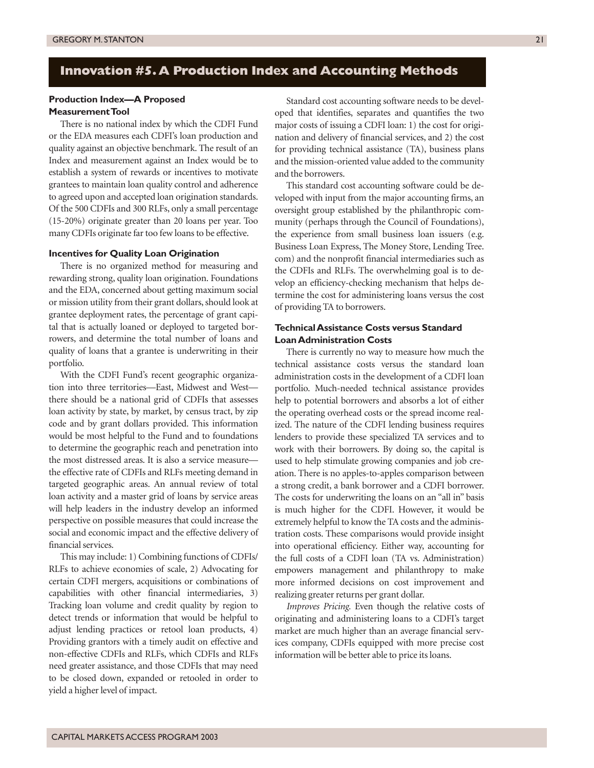## Innovation #5. A Production Index and Accounting Methods

### Production Index—A Proposed Measurement Tool

There is no national index by which the CDFI Fund or the EDA measures each CDFI's loan production and quality against an objective benchmark. The result of an Index and measurement against an Index would be to establish a system of rewards or incentives to motivate grantees to maintain loan quality control and adherence to agreed upon and accepted loan origination standards. Of the 500 CDFIs and 300 RLFs, only a small percentage (15-20%) originate greater than 20 loans per year. Too many CDFIs originate far too few loans to be effective.

### Incentives for Quality Loan Origination

There is no organized method for measuring and rewarding strong, quality loan origination. Foundations and the EDA, concerned about getting maximum social or mission utility from their grant dollars, should look at grantee deployment rates, the percentage of grant capital that is actually loaned or deployed to targeted borrowers, and determine the total number of loans and quality of loans that a grantee is underwriting in their portfolio.

With the CDFI Fund's recent geographic organization into three territories—East, Midwest and West—there should be a national grid of CDFIs that assesses loan activity by state, by market, by census tract, by zip code and by grant dollars provided. This information would be most helpful to the Fund and to foundations to determine the geographic reach and penetration into the most distressed areas. It is also a service measure—the effective rate of CDFIs and RLFs meeting demand in targeted geographic areas. An annual review of total loan activity and a master grid of loans by service areas will help leaders in the industry develop an informed perspective on possible measures that could increase the social and economic impact and the effective delivery of financial services.

This may include: 1) Combining functions of CDFIs/RLFs to achieve economies of scale, 2) Advocating for certain CDFI mergers, acquisitions or combinations of capabilities with other financial intermediaries, 3) Tracking loan volume and credit quality by region to detect trends or information that would be helpful to adjust lending practices or retool loan products, 4) Providing grantors with a timely audit on effective and non-effective CDFIs and RLFs, which CDFIs and RLFs need greater assistance, and those CDFIs that may need to be closed down, expanded or retooled in order to yield a higher level of impact.

Standard cost accounting software needs to be developed that identifies, separates and quantifies the two major costs of issuing a CDFI loan: 1) the cost for origination and delivery of financial services, and 2) the cost for providing technical assistance (TA), business plans and the mission-oriented value added to the community and the borrowers.

This standard cost accounting software could be developed with input from the major accounting firms, an oversight group established by the philanthropic community (perhaps through the Council of Foundations), the experience from small business loan issuers (e.g. Business Loan Express, The Money Store, Lending Tree.com) and the nonprofit financial intermediaries such as the CDFIs and RLFs. The overwhelming goal is to develop an efficiency-checking mechanism that helps determine the cost for administering loans versus the cost of providing TA to borrowers.

### Technical Assistance Costs versus Standard Loan Administration Costs

There is currently no way to measure how much the technical assistance costs versus the standard loan administration costs in the development of a CDFI loan portfolio. Much-needed technical assistance provides help to potential borrowers and absorbs a lot of either the operating overhead costs or the spread income realized. The nature of the CDFI lending business requires lenders to provide these specialized TA services and to work with their borrowers. By doing so, the capital is used to help stimulate growing companies and job creation. There is no apples-to-apples comparison between a strong credit, a bank borrower and a CDFI borrower. The costs for underwriting the loans on an "all in" basis is much higher for the CDFI. However, it would be extremely helpful to know the TA costs and the administration costs. These comparisons would provide insight into operational efficiency. Either way, accounting for the full costs of a CDFI loan (TA vs. Administration) empowers management and philanthropy to make more informed decisions on cost improvement and realizing greater returns per grant dollar.

*Improves Pricing.* Even though the relative costs of originating and administering loans to a CDFI's target market are much higher than an average financial services company, CDFIs equipped with more precise cost information will be better able to price its loans.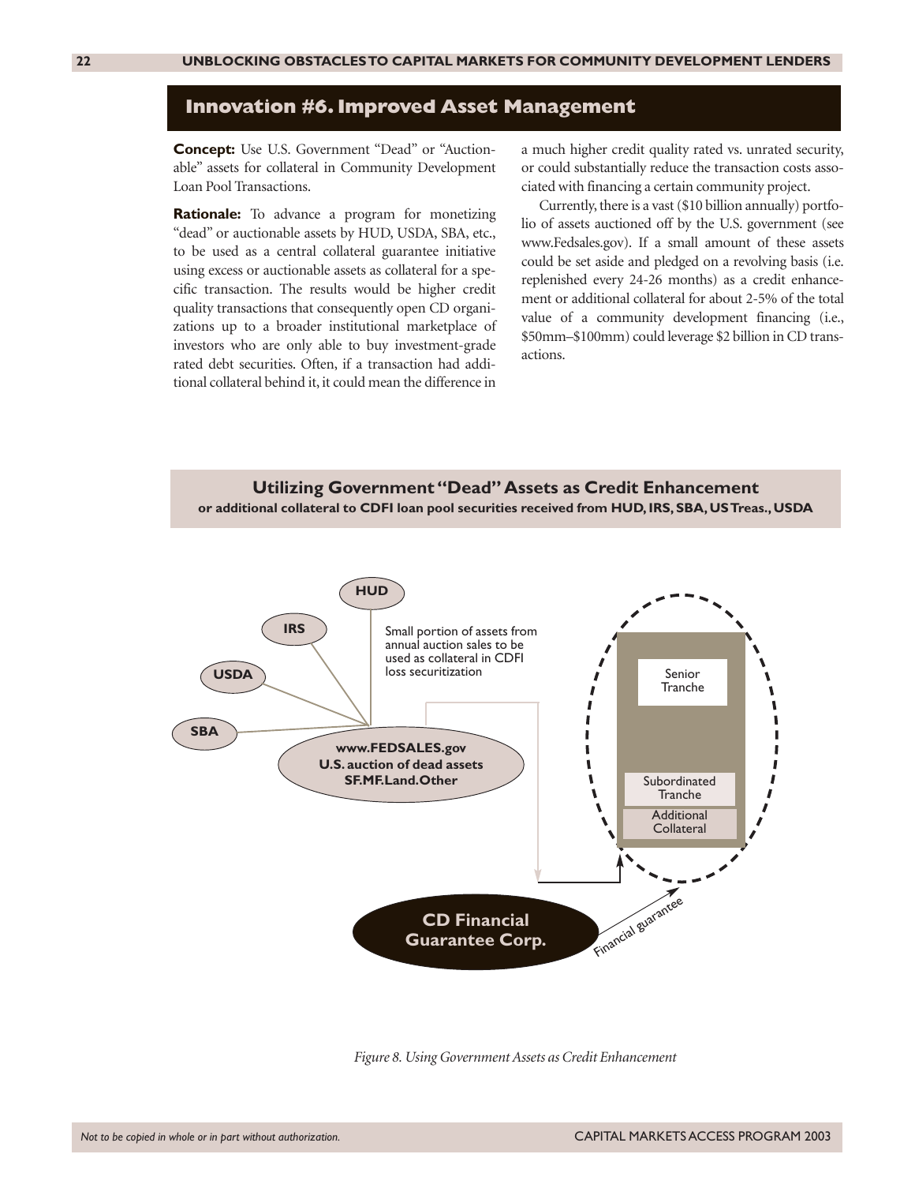## Innovation #6. Improved Asset Management

**Concept:** Use U.S. Government "Dead" or "Auctionable" assets for collateral in Community Development Loan Pool Transactions.

**Rationale:** To advance a program for monetizing "dead" or auctionable assets by HUD, USDA, SBA, etc., to be used as a central collateral guarantee initiative using excess or auctionable assets as collateral for a specific transaction. The results would be higher credit quality transactions that consequently open CD organizations up to a broader institutional marketplace of investors who are only able to buy investment-grade rated debt securities. Often, if a transaction had additional collateral behind it, it could mean the difference in a much higher credit quality rated vs. unrated security, or could substantially reduce the transaction costs associated with financing a certain community project.

Currently, there is a vast ($10 billion annually) portfolio of assets auctioned off by the U.S. government (see www.Fedsales.gov). If a small amount of these assets could be set aside and pledged on a revolving basis (i.e. replenished every 24-26 months) as a credit enhancement or additional collateral for about 2-5% of the total value of a community development financing (i.e., $50mm–$100mm) could leverage $2 billion in CD transactions.

### Utilizing Government "Dead" Assets as Credit Enhancement

**or additional collateral to CDFI loan pool securities received from HUD, IRS, SBA, US Treas., USDA**

HUD, IRS, USDA, SBA → **www.FEDSALES.gov U.S. auction of dead assets SF.MF.Land.Other**

Small portion of assets from annual auction sales to be used as collateral in CDFI loss securitization

Senior Tranche

Subordinated Tranche

Additional Collateral

**CD Financial Guarantee Corp.** — Financial guarantee

*Figure 8. Using Government Assets as Credit Enhancement*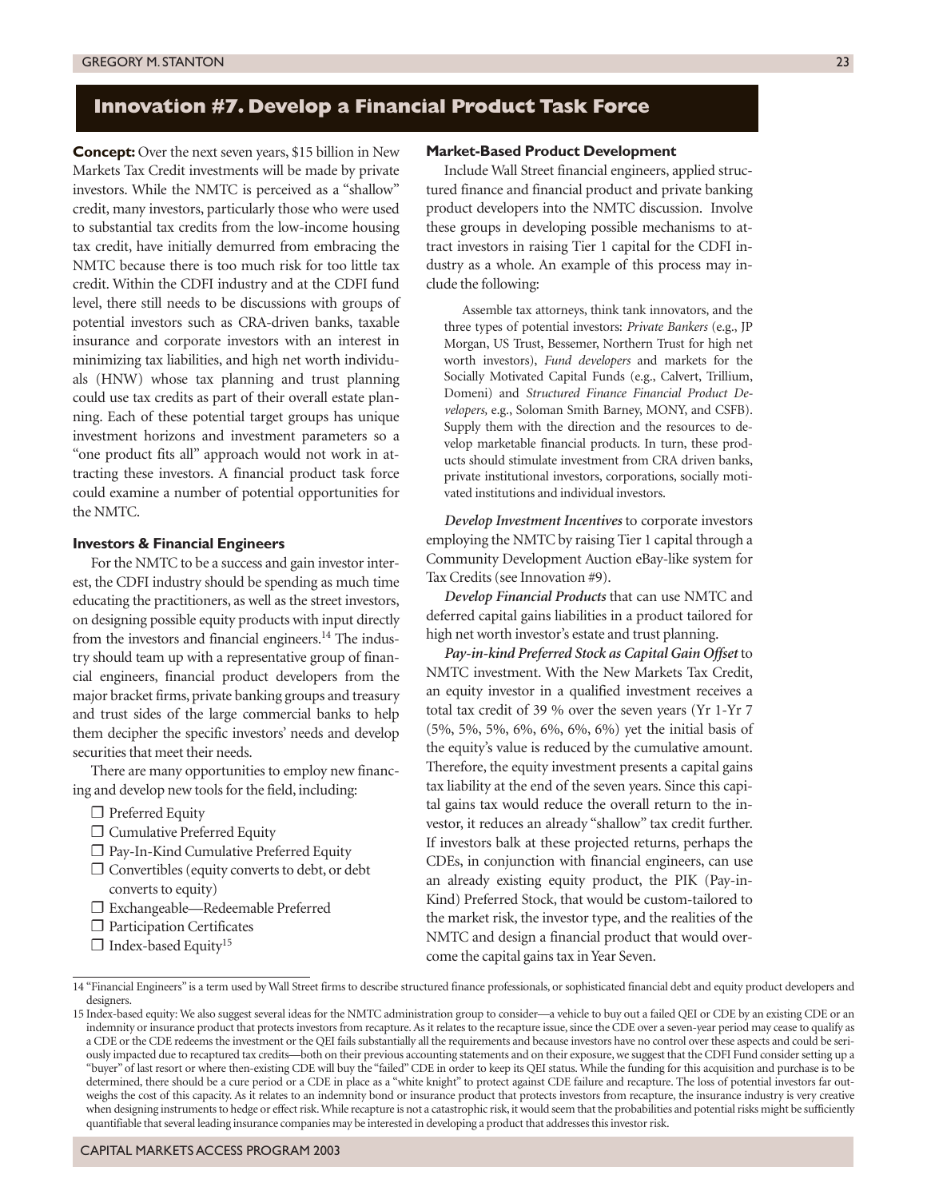## Innovation #7. Develop a Financial Product Task Force

**Concept:** Over the next seven years, $15 billion in New Markets Tax Credit investments will be made by private investors. While the NMTC is perceived as a "shallow" credit, many investors, particularly those who were used to substantial tax credits from the low-income housing tax credit, have initially demurred from embracing the NMTC because there is too much risk for too little tax credit. Within the CDFI industry and at the CDFI fund level, there still needs to be discussions with groups of potential investors such as CRA-driven banks, taxable insurance and corporate investors with an interest in minimizing tax liabilities, and high net worth individuals (HNW) whose tax planning and trust planning could use tax credits as part of their overall estate planning. Each of these potential target groups has unique investment horizons and investment parameters so a "one product fits all" approach would not work in attracting these investors. A financial product task force could examine a number of potential opportunities for the NMTC.

### Investors & Financial Engineers

For the NMTC to be a success and gain investor interest, the CDFI industry should be spending as much time educating the practitioners, as well as the street investors, on designing possible equity products with input directly from the investors and financial engineers.[14] The industry should team up with a representative group of financial engineers, financial product developers from the major bracket firms, private banking groups and treasury and trust sides of the large commercial banks to help them decipher the specific investors' needs and develop securities that meet their needs.

There are many opportunities to employ new financing and develop new tools for the field, including:

- ❒ Preferred Equity
- ❒ Cumulative Preferred Equity
- ❒ Pay-In-Kind Cumulative Preferred Equity
- ❒ Convertibles (equity converts to debt, or debt converts to equity)
- ❒ Exchangeable—Redeemable Preferred
- ❒ Participation Certificates
- ❒ Index-based Equity[15]

### Market-Based Product Development

Include Wall Street financial engineers, applied structured finance and financial product and private banking product developers into the NMTC discussion. Involve these groups in developing possible mechanisms to attract investors in raising Tier 1 capital for the CDFI industry as a whole. An example of this process may include the following:

> Assemble tax attorneys, think tank innovators, and the three types of potential investors: *Private Bankers* (e.g., JP Morgan, US Trust, Bessemer, Northern Trust for high net worth investors), *Fund developers* and markets for the Socially Motivated Capital Funds (e.g., Calvert, Trillium, Domeni) and *Structured Finance Financial Product Developers*, e.g., Soloman Smith Barney, MONY, and CSFB). Supply them with the direction and the resources to develop marketable financial products. In turn, these products should stimulate investment from CRA driven banks, private institutional investors, corporations, socially motivated institutions and individual investors.

***Develop Investment Incentives*** to corporate investors employing the NMTC by raising Tier 1 capital through a Community Development Auction eBay-like system for Tax Credits (see Innovation #9).

***Develop Financial Products*** that can use NMTC and deferred capital gains liabilities in a product tailored for high net worth investor's estate and trust planning.

***Pay-in-kind Preferred Stock as Capital Gain Offset*** to NMTC investment. With the New Markets Tax Credit, an equity investor in a qualified investment receives a total tax credit of 39 % over the seven years (Yr 1-Yr 7 (5%, 5%, 5%, 6%, 6%, 6%, 6%) yet the initial basis of the equity's value is reduced by the cumulative amount. Therefore, the equity investment presents a capital gains tax liability at the end of the seven years. Since this capital gains tax would reduce the overall return to the investor, it reduces an already "shallow" tax credit further. If investors balk at these projected returns, perhaps the CDEs, in conjunction with financial engineers, can use an already existing equity product, the PIK (Pay-in-Kind) Preferred Stock, that would be custom-tailored to the market risk, the investor type, and the realities of the NMTC and design a financial product that would overcome the capital gains tax in Year Seven.

---

14 "Financial Engineers" is a term used by Wall Street firms to describe structured finance professionals, or sophisticated financial debt and equity product developers and designers.

15 Index-based equity: We also suggest several ideas for the NMTC administration group to consider—a vehicle to buy out a failed QEI or CDE by an existing CDE or an indemnity or insurance product that protects investors from recapture. As it relates to the recapture issue, since the CDE over a seven-year period may cease to qualify as a CDE or the CDE redeems the investment or the QEI fails substantially all the requirements and because investors have no control over these aspects and could be seriously impacted due to recaptured tax credits—both on their previous accounting statements and on their exposure, we suggest that the CDFI Fund consider setting up a "buyer" of last resort or where then-existing CDE will buy the "failed" CDE in order to keep its QEI status. While the funding for this acquisition and purchase is to be determined, there should be a cure period or a CDE in place as a "white knight" to protect against CDE failure and recapture. The loss of potential investors far outweighs the cost of this capacity. As it relates to an indemnity bond or insurance product that protects investors from recapture, the insurance industry is very creative when designing instruments to hedge or effect risk. While recapture is not a catastrophic risk, it would seem that the probabilities and potential risks might be sufficiently quantifiable that several leading insurance companies may be interested in developing a product that addresses this investor risk.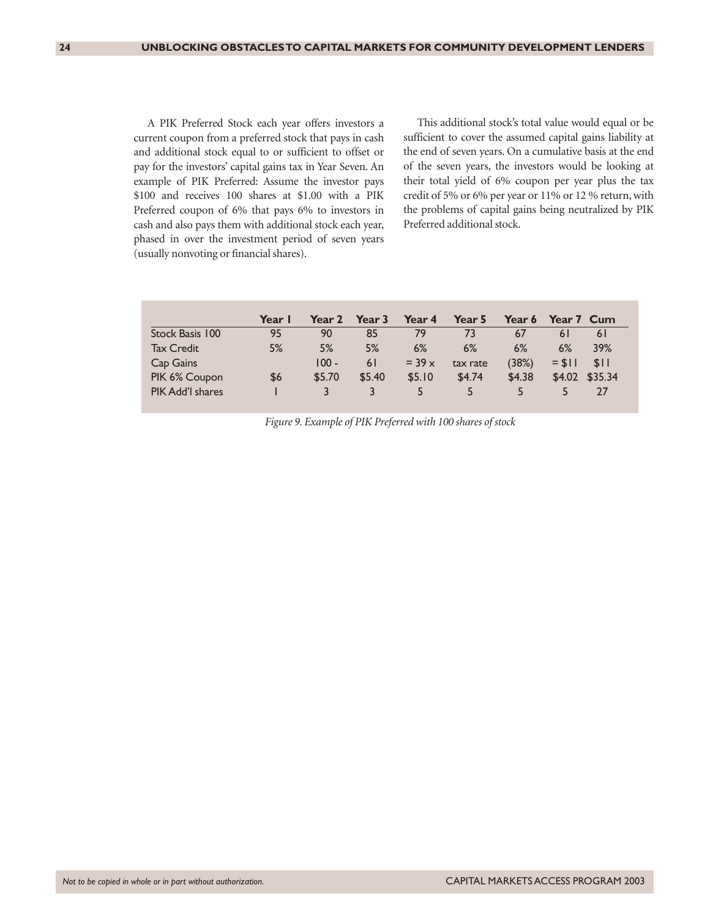A PIK Preferred Stock each year offers investors a current coupon from a preferred stock that pays in cash and additional stock equal to or sufficient to offset or pay for the investors' capital gains tax in Year Seven. An example of PIK Preferred: Assume the investor pays $100 and receives 100 shares at $1.00 with a PIK Preferred coupon of 6% that pays 6% to investors in cash and also pays them with additional stock each year, phased in over the investment period of seven years (usually nonvoting or financial shares).

This additional stock's total value would equal or be sufficient to cover the assumed capital gains liability at the end of seven years. On a cumulative basis at the end of the seven years, the investors would be looking at their total yield of 6% coupon per year plus the tax credit of 5% or 6% per year or 11% or 12 % return, with the problems of capital gains being neutralized by PIK Preferred additional stock.

| | Year 1 | Year 2 | Year 3 | Year 4 | Year 5 | Year 6 | Year 7 | Cum |
|---|---|---|---|---|---|---|---|---|
| Stock Basis 100 | 95 | 90 | 85 | 79 | 73 | 67 | 61 | 61 |
| Tax Credit | 5% | 5% | 5% | 6% | 6% | 6% | 6% | 39% |
| Cap Gains | | 100 - | 61 | = 39 x | tax rate | (38%) | = $11 | $11 |
| PIK 6% Coupon | $6 | $5.70 | $5.40 | $5.10 | $4.74 | $4.38 | $4.02 | $35.34 |
| PIK Add'l shares | 1 | 3 | 3 | 5 | 5 | 5 | 5 | 27 |

*Figure 9. Example of PIK Preferred with 100 shares of stock*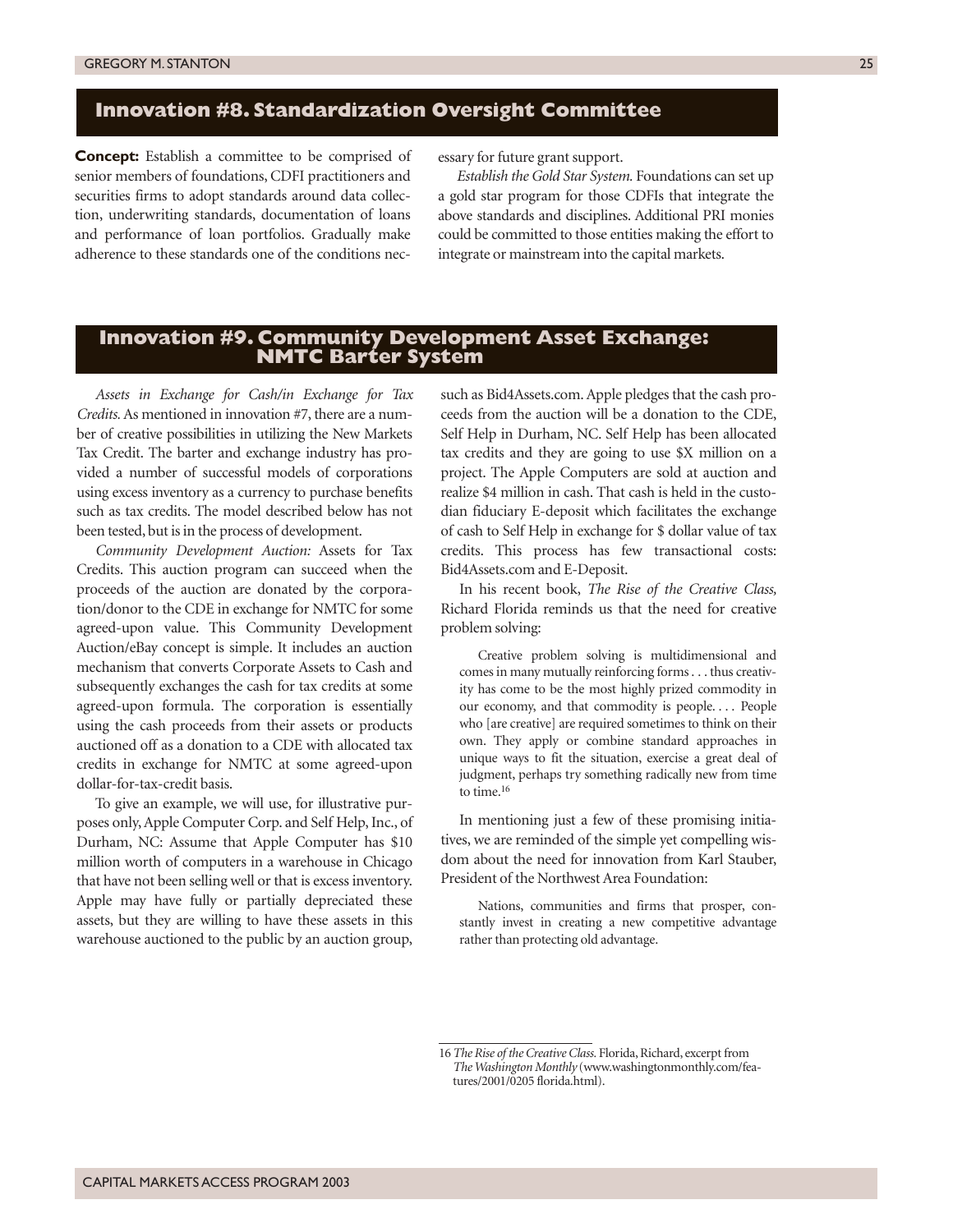## Innovation #8. Standardization Oversight Committee

**Concept:** Establish a committee to be comprised of senior members of foundations, CDFI practitioners and securities firms to adopt standards around data collection, underwriting standards, documentation of loans and performance of loan portfolios. Gradually make adherence to these standards one of the conditions necessary for future grant support.

*Establish the Gold Star System.* Foundations can set up a gold star program for those CDFIs that integrate the above standards and disciplines. Additional PRI monies could be committed to those entities making the effort to integrate or mainstream into the capital markets.

## Innovation #9. Community Development Asset Exchange: NMTC Barter System

*Assets in Exchange for Cash/in Exchange for Tax Credits.* As mentioned in innovation #7, there are a number of creative possibilities in utilizing the New Markets Tax Credit. The barter and exchange industry has provided a number of successful models of corporations using excess inventory as a currency to purchase benefits such as tax credits. The model described below has not been tested, but is in the process of development.

*Community Development Auction:* Assets for Tax Credits. This auction program can succeed when the proceeds of the auction are donated by the corporation/donor to the CDE in exchange for NMTC for some agreed-upon value. This Community Development Auction/eBay concept is simple. It includes an auction mechanism that converts Corporate Assets to Cash and subsequently exchanges the cash for tax credits at some agreed-upon formula. The corporation is essentially using the cash proceeds from their assets or products auctioned off as a donation to a CDE with allocated tax credits in exchange for NMTC at some agreed-upon dollar-for-tax-credit basis.

To give an example, we will use, for illustrative purposes only, Apple Computer Corp. and Self Help, Inc., of Durham, NC: Assume that Apple Computer has $10 million worth of computers in a warehouse in Chicago that have not been selling well or that is excess inventory. Apple may have fully or partially depreciated these assets, but they are willing to have these assets in this warehouse auctioned to the public by an auction group, such as Bid4Assets.com. Apple pledges that the cash proceeds from the auction will be a donation to the CDE, Self Help in Durham, NC. Self Help has been allocated tax credits and they are going to use $X million on a project. The Apple Computers are sold at auction and realize $4 million in cash. That cash is held in the custodian fiduciary E-deposit which facilitates the exchange of cash to Self Help in exchange for $ dollar value of tax credits. This process has few transactional costs: Bid4Assets.com and E-Deposit.

In his recent book, *The Rise of the Creative Class,* Richard Florida reminds us that the need for creative problem solving:

> Creative problem solving is multidimensional and comes in many mutually reinforcing forms . . . thus creativity has come to be the most highly prized commodity in our economy, and that commodity is people. . . . People who [are creative] are required sometimes to think on their own. They apply or combine standard approaches in unique ways to fit the situation, exercise a great deal of judgment, perhaps try something radically new from time to time.[16]

In mentioning just a few of these promising initiatives, we are reminded of the simple yet compelling wisdom about the need for innovation from Karl Stauber, President of the Northwest Area Foundation:

> Nations, communities and firms that prosper, constantly invest in creating a new competitive advantage rather than protecting old advantage.

---

16 *The Rise of the Creative Class.* Florida, Richard, excerpt from *The Washington Monthly* (www.washingtonmonthly.com/features/2001/0205 florida.html).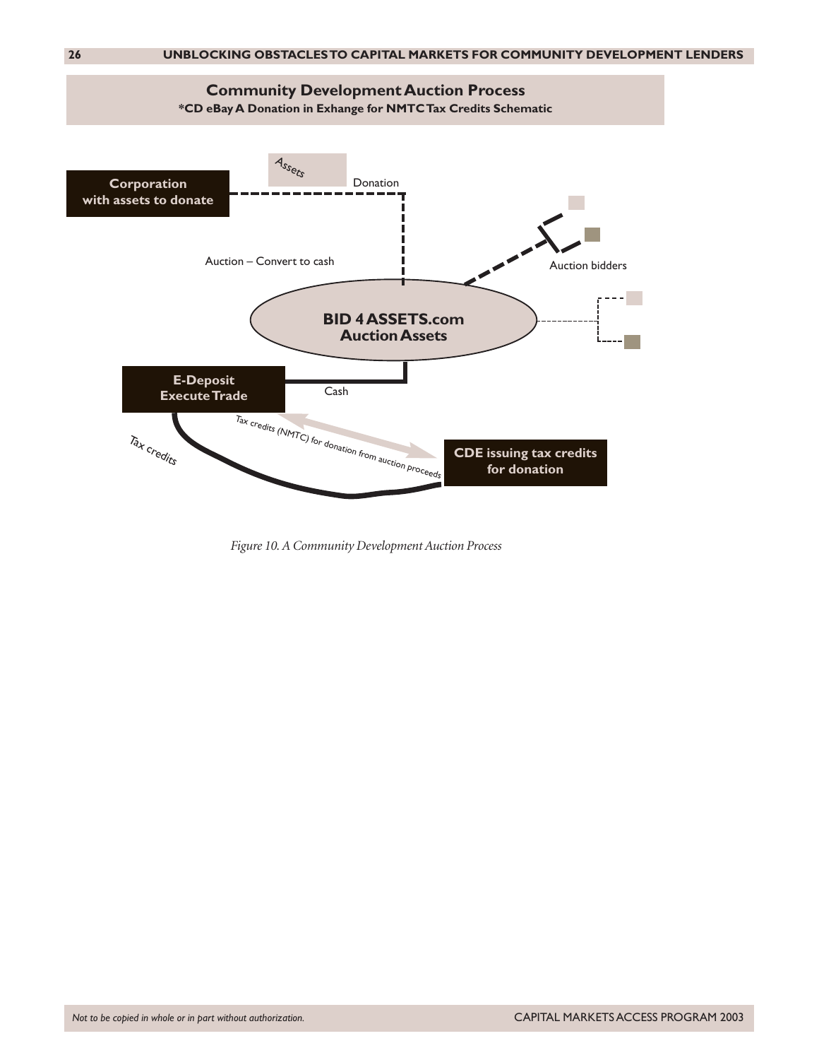## Community Development Auction Process

**\*CD eBay A Donation in Exhange for NMTC Tax Credits Schematic**

**Corporation with assets to donate**

Assets

Donation

Auction – Convert to cash

Auction bidders

**BID 4 ASSETS.com Auction Assets**

**E-Deposit Execute Trade**

Cash

Tax credits

Tax credits (NMTC) for donation from auction proceeds

**CDE issuing tax credits for donation**

*Figure 10. A Community Development Auction Process*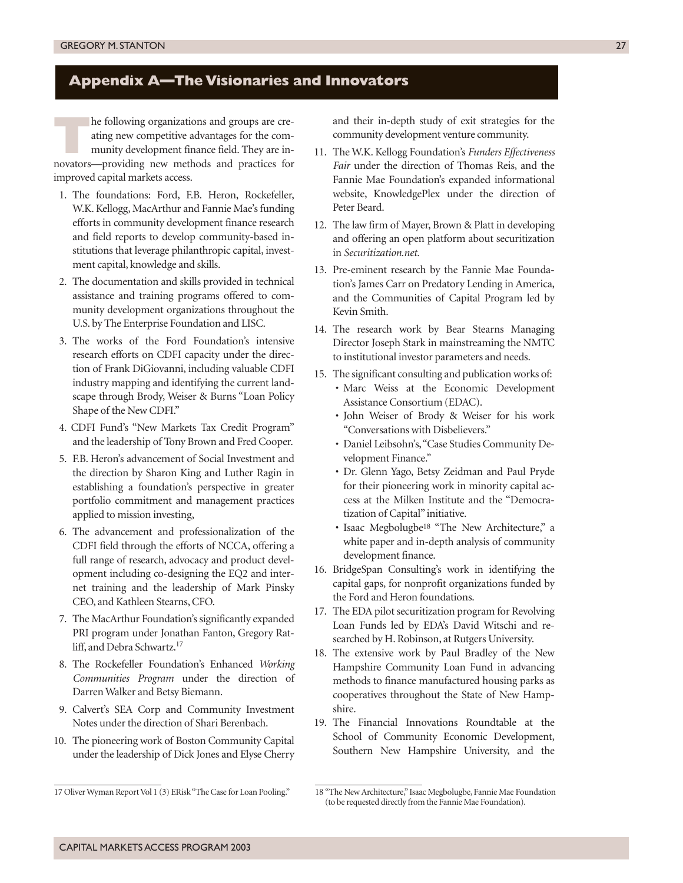## Appendix A—The Visionaries and Innovators

The following organizations and groups are creating new competitive advantages for the community development finance field. They are innovators—providing new methods and practices for improved capital markets access.

1. The foundations: Ford, F.B. Heron, Rockefeller, W.K. Kellogg, MacArthur and Fannie Mae's funding efforts in community development finance research and field reports to develop community-based institutions that leverage philanthropic capital, investment capital, knowledge and skills.
2. The documentation and skills provided in technical assistance and training programs offered to community development organizations throughout the U.S. by The Enterprise Foundation and LISC.
3. The works of the Ford Foundation's intensive research efforts on CDFI capacity under the direction of Frank DiGiovanni, including valuable CDFI industry mapping and identifying the current landscape through Brody, Weiser & Burns "Loan Policy Shape of the New CDFI."
4. CDFI Fund's "New Markets Tax Credit Program" and the leadership of Tony Brown and Fred Cooper.
5. F.B. Heron's advancement of Social Investment and the direction by Sharon King and Luther Ragin in establishing a foundation's perspective in greater portfolio commitment and management practices applied to mission investing,
6. The advancement and professionalization of the CDFI field through the efforts of NCCA, offering a full range of research, advocacy and product development including co-designing the EQ2 and internet training and the leadership of Mark Pinsky CEO, and Kathleen Stearns, CFO.
7. The MacArthur Foundation's significantly expanded PRI program under Jonathan Fanton, Gregory Ratliff, and Debra Schwartz.[17]
8. The Rockefeller Foundation's Enhanced *Working Communities Program* under the direction of Darren Walker and Betsy Biemann.
9. Calvert's SEA Corp and Community Investment Notes under the direction of Shari Berenbach.
10. The pioneering work of Boston Community Capital under the leadership of Dick Jones and Elyse Cherry and their in-depth study of exit strategies for the community development venture community.
11. The W.K. Kellogg Foundation's *Funders Effectiveness Fair* under the direction of Thomas Reis, and the Fannie Mae Foundation's expanded informational website, KnowledgePlex under the direction of Peter Beard.
12. The law firm of Mayer, Brown & Platt in developing and offering an open platform about securitization in *Securitization.net.*
13. Pre-eminent research by the Fannie Mae Foundation's James Carr on Predatory Lending in America, and the Communities of Capital Program led by Kevin Smith.
14. The research work by Bear Stearns Managing Director Joseph Stark in mainstreaming the NMTC to institutional investor parameters and needs.
15. The significant consulting and publication works of:
    - Marc Weiss at the Economic Development Assistance Consortium (EDAC).
    - John Weiser of Brody & Weiser for his work "Conversations with Disbelievers."
    - Daniel Leibsohn's, "Case Studies Community Development Finance."
    - Dr. Glenn Yago, Betsy Zeidman and Paul Pryde for their pioneering work in minority capital access at the Milken Institute and the "Democratization of Capital" initiative.
    - Isaac Megbolugbe[18] "The New Architecture," a white paper and in-depth analysis of community development finance.
16. BridgeSpan Consulting's work in identifying the capital gaps, for nonprofit organizations funded by the Ford and Heron foundations.
17. The EDA pilot securitization program for Revolving Loan Funds led by EDA's David Witschi and researched by H. Robinson, at Rutgers University.
18. The extensive work by Paul Bradley of the New Hampshire Community Loan Fund in advancing methods to finance manufactured housing parks as cooperatives throughout the State of New Hampshire.
19. The Financial Innovations Roundtable at the School of Community Economic Development, Southern New Hampshire University, and the

---

17 Oliver Wyman Report Vol 1 (3) ERisk "The Case for Loan Pooling."

18 "The New Architecture," Isaac Megbolugbe, Fannie Mae Foundation (to be requested directly from the Fannie Mae Foundation).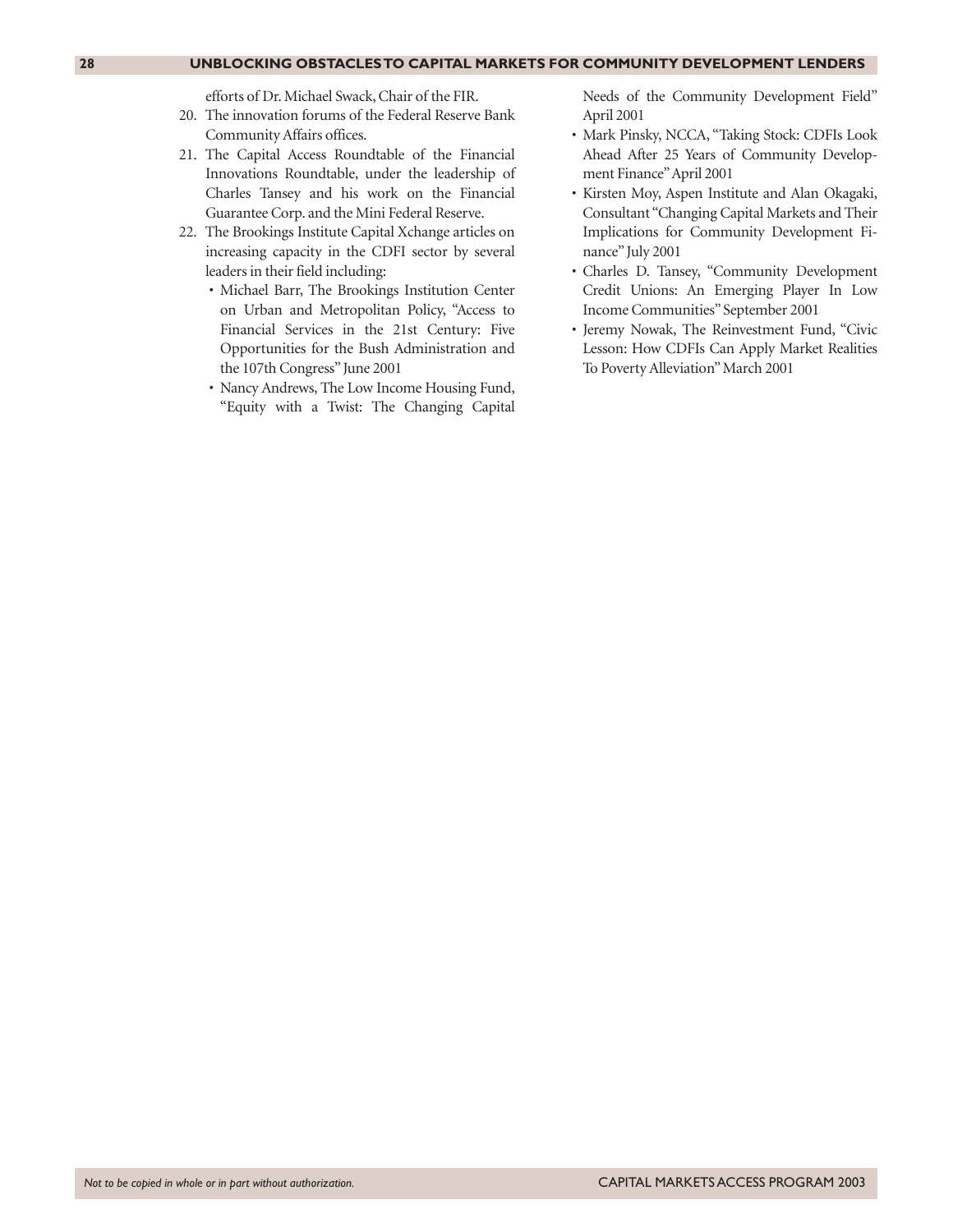efforts of Dr. Michael Swack, Chair of the FIR.

20. The innovation forums of the Federal Reserve Bank Community Affairs offices.
21. The Capital Access Roundtable of the Financial Innovations Roundtable, under the leadership of Charles Tansey and his work on the Financial Guarantee Corp. and the Mini Federal Reserve.
22. The Brookings Institute Capital Xchange articles on increasing capacity in the CDFI sector by several leaders in their field including:
    - Michael Barr, The Brookings Institution Center on Urban and Metropolitan Policy, "Access to Financial Services in the 21st Century: Five Opportunities for the Bush Administration and the 107th Congress" June 2001
    - Nancy Andrews, The Low Income Housing Fund, "Equity with a Twist: The Changing Capital Needs of the Community Development Field" April 2001
    - Mark Pinsky, NCCA, "Taking Stock: CDFIs Look Ahead After 25 Years of Community Development Finance" April 2001
    - Kirsten Moy, Aspen Institute and Alan Okagaki, Consultant "Changing Capital Markets and Their Implications for Community Development Finance" July 2001
    - Charles D. Tansey, "Community Development Credit Unions: An Emerging Player In Low Income Communities" September 2001
    - Jeremy Nowak, The Reinvestment Fund, "Civic Lesson: How CDFIs Can Apply Market Realities To Poverty Alleviation" March 2001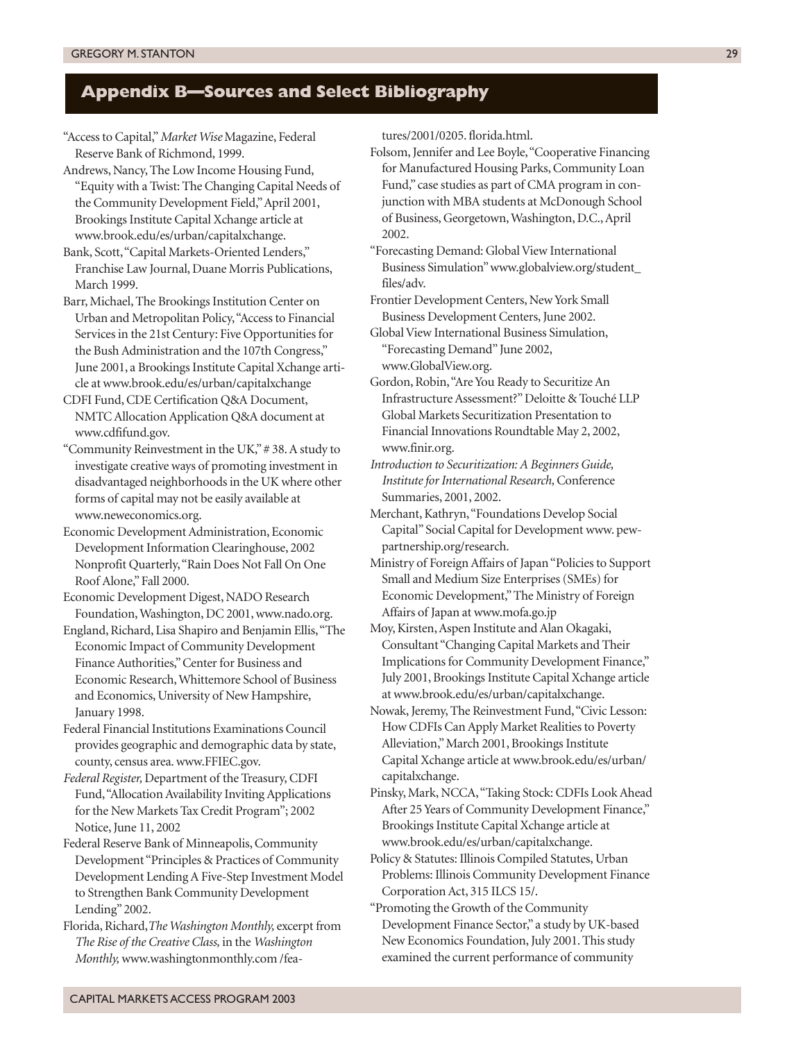## Appendix B—Sources and Select Bibliography

"Access to Capital," *Market Wise* Magazine, Federal Reserve Bank of Richmond, 1999.

Andrews, Nancy, The Low Income Housing Fund, "Equity with a Twist: The Changing Capital Needs of the Community Development Field," April 2001, Brookings Institute Capital Xchange article at www.brook.edu/es/urban/capitalxchange.

Bank, Scott, "Capital Markets-Oriented Lenders," Franchise Law Journal, Duane Morris Publications, March 1999.

Barr, Michael, The Brookings Institution Center on Urban and Metropolitan Policy, "Access to Financial Services in the 21st Century: Five Opportunities for the Bush Administration and the 107th Congress," June 2001, a Brookings Institute Capital Xchange article at www.brook.edu/es/urban/capitalxchange

CDFI Fund, CDE Certification Q&A Document, NMTC Allocation Application Q&A document at www.cdfifund.gov.

"Community Reinvestment in the UK," # 38. A study to investigate creative ways of promoting investment in disadvantaged neighborhoods in the UK where other forms of capital may not be easily available at www.neweconomics.org.

Economic Development Administration, Economic Development Information Clearinghouse, 2002 Nonprofit Quarterly, "Rain Does Not Fall On One Roof Alone," Fall 2000.

Economic Development Digest, NADO Research Foundation, Washington, DC 2001, www.nado.org.

England, Richard, Lisa Shapiro and Benjamin Ellis, "The Economic Impact of Community Development Finance Authorities," Center for Business and Economic Research, Whittemore School of Business and Economics, University of New Hampshire, January 1998.

Federal Financial Institutions Examinations Council provides geographic and demographic data by state, county, census area. www.FFIEC.gov.

*Federal Register,* Department of the Treasury, CDFI Fund, "Allocation Availability Inviting Applications for the New Markets Tax Credit Program"; 2002 Notice, June 11, 2002

Federal Reserve Bank of Minneapolis, Community Development "Principles & Practices of Community Development Lending A Five-Step Investment Model to Strengthen Bank Community Development Lending" 2002.

Florida, Richard, *The Washington Monthly,* excerpt from *The Rise of the Creative Class,* in the *Washington Monthly,* www.washingtonmonthly.com /features/2001/0205. florida.html.

Folsom, Jennifer and Lee Boyle, "Cooperative Financing for Manufactured Housing Parks, Community Loan Fund," case studies as part of CMA program in conjunction with MBA students at McDonough School of Business, Georgetown, Washington, D.C., April 2002.

"Forecasting Demand: Global View International Business Simulation" www.globalview.org/student_files/adv.

Frontier Development Centers, New York Small Business Development Centers, June 2002.

Global View International Business Simulation, "Forecasting Demand" June 2002, www.GlobalView.org.

Gordon, Robin, "Are You Ready to Securitize An Infrastructure Assessment?" Deloitte & Touché LLP Global Markets Securitization Presentation to Financial Innovations Roundtable May 2, 2002, www.finir.org.

*Introduction to Securitization: A Beginners Guide, Institute for International Research,* Conference Summaries, 2001, 2002.

Merchant, Kathryn, "Foundations Develop Social Capital" Social Capital for Development www. pew-partnership.org/research.

Ministry of Foreign Affairs of Japan "Policies to Support Small and Medium Size Enterprises (SMEs) for Economic Development," The Ministry of Foreign Affairs of Japan at www.mofa.go.jp

Moy, Kirsten, Aspen Institute and Alan Okagaki, Consultant "Changing Capital Markets and Their Implications for Community Development Finance," July 2001, Brookings Institute Capital Xchange article at www.brook.edu/es/urban/capitalxchange.

Nowak, Jeremy, The Reinvestment Fund, "Civic Lesson: How CDFIs Can Apply Market Realities to Poverty Alleviation," March 2001, Brookings Institute Capital Xchange article at www.brook.edu/es/urban/capitalxchange.

Pinsky, Mark, NCCA, "Taking Stock: CDFIs Look Ahead After 25 Years of Community Development Finance," Brookings Institute Capital Xchange article at www.brook.edu/es/urban/capitalxchange.

Policy & Statutes: Illinois Compiled Statutes, Urban Problems: Illinois Community Development Finance Corporation Act, 315 ILCS 15/.

"Promoting the Growth of the Community Development Finance Sector," a study by UK-based New Economics Foundation, July 2001. This study examined the current performance of community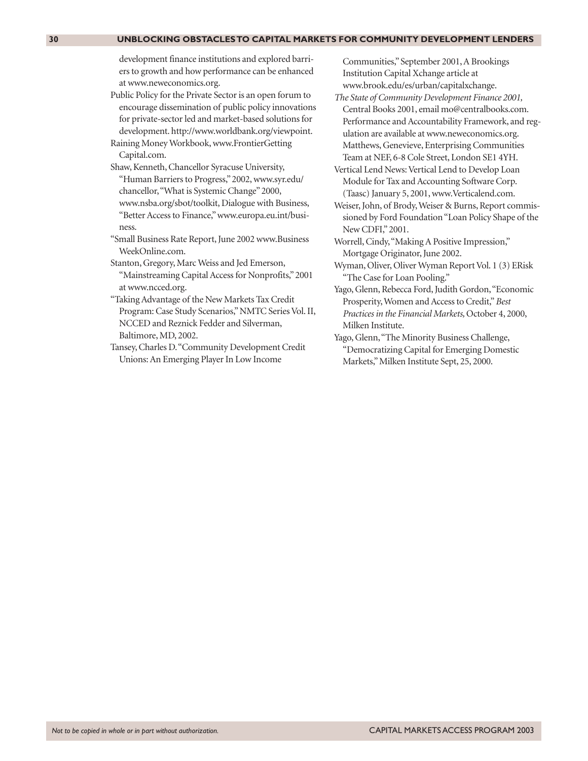development finance institutions and explored barriers to growth and how performance can be enhanced at www.neweconomics.org.

Public Policy for the Private Sector is an open forum to encourage dissemination of public policy innovations for private-sector led and market-based solutions for development. http://www.worldbank.org/viewpoint.

Raining Money Workbook, www.FrontierGetting Capital.com.

Shaw, Kenneth, Chancellor Syracuse University, "Human Barriers to Progress," 2002, www.syr.edu/chancellor, "What is Systemic Change" 2000, www.nsba.org/sbot/toolkit, Dialogue with Business, "Better Access to Finance," www.europa.eu.int/business.

"Small Business Rate Report, June 2002 www.Business WeekOnline.com.

Stanton, Gregory, Marc Weiss and Jed Emerson, "Mainstreaming Capital Access for Nonprofits," 2001 at www.ncced.org.

"Taking Advantage of the New Markets Tax Credit Program: Case Study Scenarios," NMTC Series Vol. II, NCCED and Reznick Fedder and Silverman, Baltimore, MD, 2002.

Tansey, Charles D. "Community Development Credit Unions: An Emerging Player In Low Income Communities," September 2001, A Brookings Institution Capital Xchange article at www.brook.edu/es/urban/capitalxchange.

*The State of Community Development Finance 2001,* Central Books 2001, email mo@centralbooks.com. Performance and Accountability Framework, and regulation are available at www.neweconomics.org. Matthews, Genevieve, Enterprising Communities Team at NEF, 6-8 Cole Street, London SE1 4YH.

Vertical Lend News: Vertical Lend to Develop Loan Module for Tax and Accounting Software Corp. (Taasc) January 5, 2001, www.Verticalend.com.

Weiser, John, of Brody, Weiser & Burns, Report commissioned by Ford Foundation "Loan Policy Shape of the New CDFI," 2001.

Worrell, Cindy, "Making A Positive Impression," Mortgage Originator, June 2002.

Wyman, Oliver, Oliver Wyman Report Vol. 1 (3) ERisk "The Case for Loan Pooling."

Yago, Glenn, Rebecca Ford, Judith Gordon, "Economic Prosperity, Women and Access to Credit," *Best Practices in the Financial Markets,* October 4, 2000, Milken Institute.

Yago, Glenn, "The Minority Business Challenge, "Democratizing Capital for Emerging Domestic Markets," Milken Institute Sept, 25, 2000.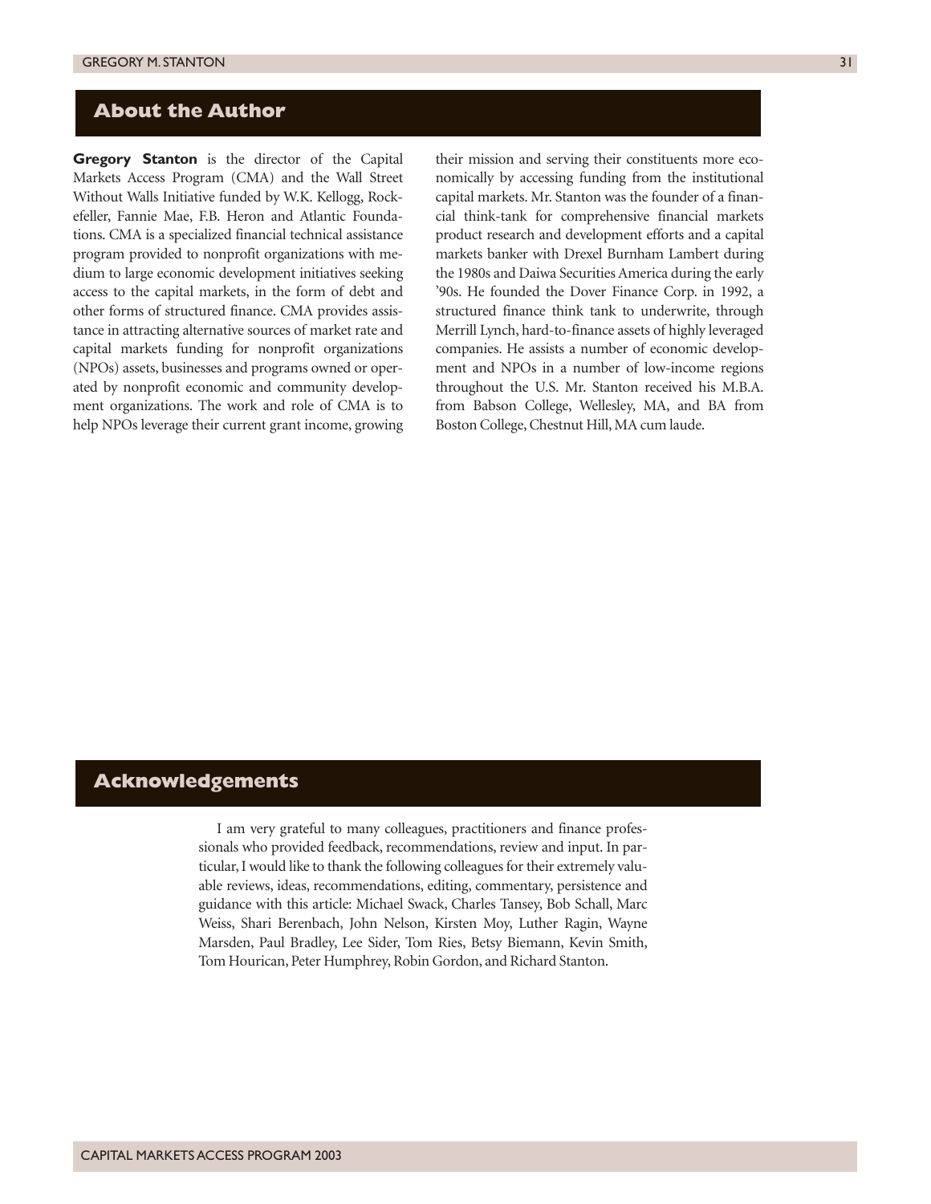## About the Author

**Gregory Stanton** is the director of the Capital Markets Access Program (CMA) and the Wall Street Without Walls Initiative funded by W.K. Kellogg, Rockefeller, Fannie Mae, F.B. Heron and Atlantic Foundations. CMA is a specialized financial technical assistance program provided to nonprofit organizations with medium to large economic development initiatives seeking access to the capital markets, in the form of debt and other forms of structured finance. CMA provides assistance in attracting alternative sources of market rate and capital markets funding for nonprofit organizations (NPOs) assets, businesses and programs owned or operated by nonprofit economic and community development organizations. The work and role of CMA is to help NPOs leverage their current grant income, growing their mission and serving their constituents more economically by accessing funding from the institutional capital markets. Mr. Stanton was the founder of a financial think-tank for comprehensive financial markets product research and development efforts and a capital markets banker with Drexel Burnham Lambert during the 1980s and Daiwa Securities America during the early '90s. He founded the Dover Finance Corp. in 1992, a structured finance think tank to underwrite, through Merrill Lynch, hard-to-finance assets of highly leveraged companies. He assists a number of economic development and NPOs in a number of low-income regions throughout the U.S. Mr. Stanton received his M.B.A. from Babson College, Wellesley, MA, and BA from Boston College, Chestnut Hill, MA cum laude.

## Acknowledgements

I am very grateful to many colleagues, practitioners and finance professionals who provided feedback, recommendations, review and input. In particular, I would like to thank the following colleagues for their extremely valuable reviews, ideas, recommendations, editing, commentary, persistence and guidance with this article: Michael Swack, Charles Tansey, Bob Schall, Marc Weiss, Shari Berenbach, John Nelson, Kirsten Moy, Luther Ragin, Wayne Marsden, Paul Bradley, Lee Sider, Tom Ries, Betsy Biemann, Kevin Smith, Tom Hourican, Peter Humphrey, Robin Gordon, and Richard Stanton.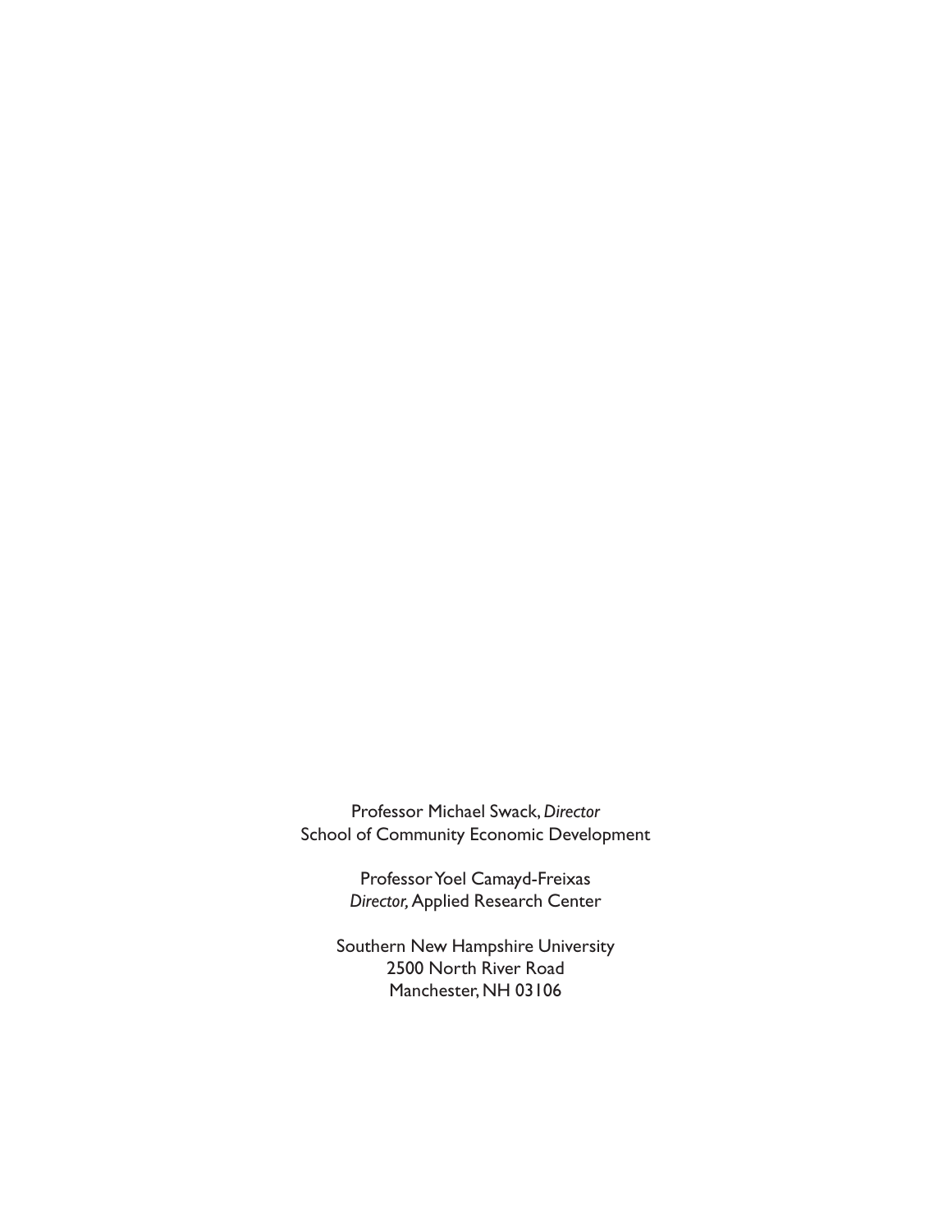Professor Michael Swack, *Director*
School of Community Economic Development

Professor Yoel Camayd-Freixas
*Director,* Applied Research Center

Southern New Hampshire University
2500 North River Road
Manchester, NH 03106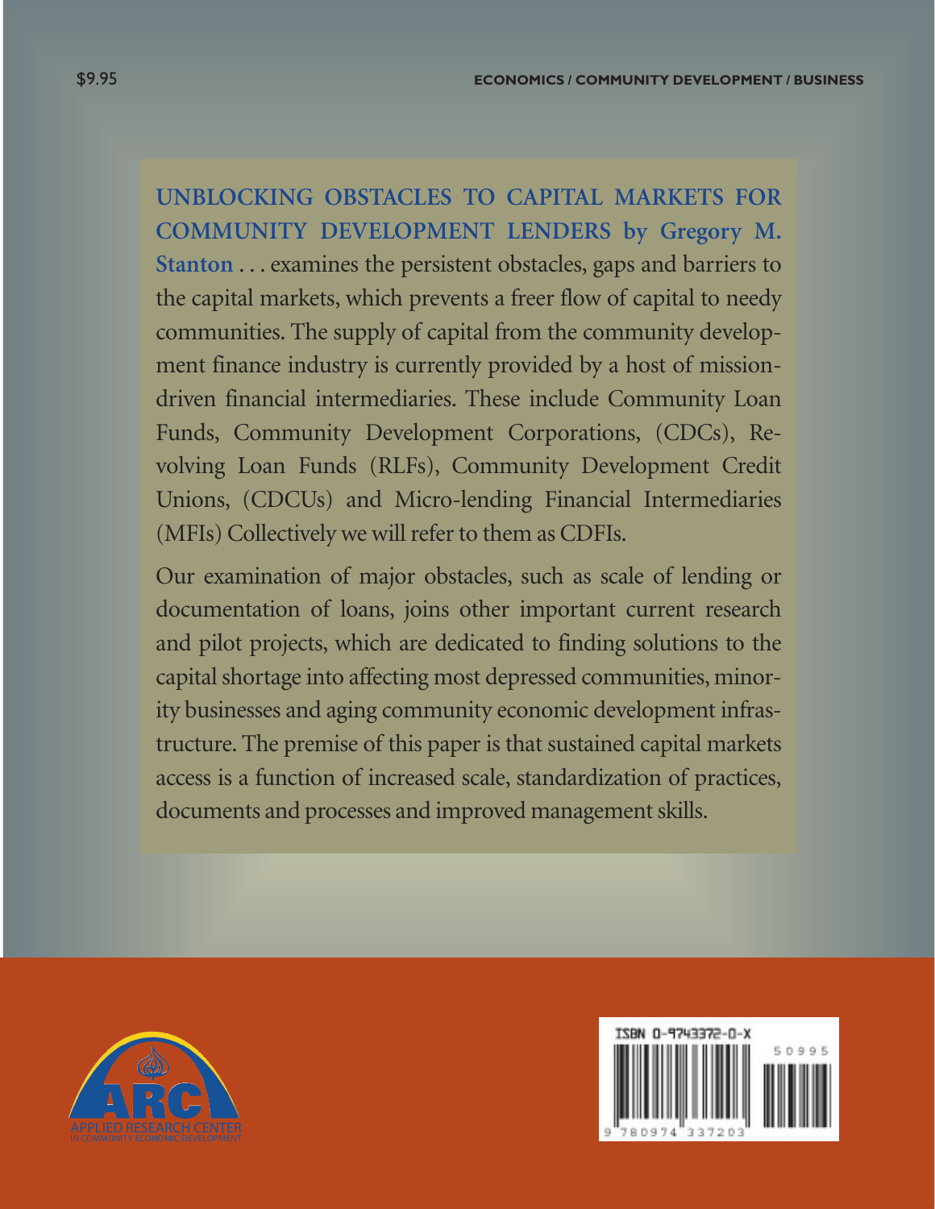$9.95

**ECONOMICS / COMMUNITY DEVELOPMENT / BUSINESS**

**UNBLOCKING OBSTACLES TO CAPITAL MARKETS FOR COMMUNITY DEVELOPMENT LENDERS by Gregory M. Stanton** . . . examines the persistent obstacles, gaps and barriers to the capital markets, which prevents a freer flow of capital to needy communities. The supply of capital from the community development finance industry is currently provided by a host of mission-driven financial intermediaries. These include Community Loan Funds, Community Development Corporations, (CDCs), Revolving Loan Funds (RLFs), Community Development Credit Unions, (CDCUs) and Micro-lending Financial Intermediaries (MFIs) Collectively we will refer to them as CDFIs.

Our examination of major obstacles, such as scale of lending or documentation of loans, joins other important current research and pilot projects, which are dedicated to finding solutions to the capital shortage into affecting most depressed communities, minority businesses and aging community economic development infrastructure. The premise of this paper is that sustained capital markets access is a function of increased scale, standardization of practices, documents and processes and improved management skills.

ARC
APPLIED RESEARCH CENTER
IN COMMUNITY ECONOMIC DEVELOPMENT

ISBN 0-9743372-0-X

50995

9 780974 337203